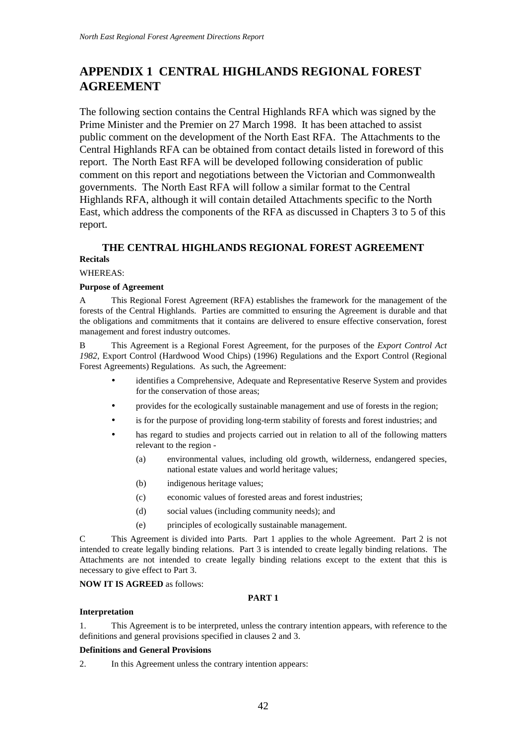# APPENDIX 1 CENTRAL HIGHLANDS REGIONAL FOREST AGREEMENT

The following section contains the Central Highlands RFA which was signed by the Prime Minister and the Premier on 27 March 1998. It has been attached to assist public comment on the development of the North East RFA. The Attachments to the Central Highlands RFA can be obtained from contact details listed in foreword of this report. The North East RFA will be developed following consideration of public comment on this report and negotiations between the Victorian and Commonwealth governments. The North East RFA will follow a similar format to the Central Highlands RFA, although it will contain detailed Attachments specific to the North East, which address the components of the RFA as discussed in Chapters 3 to 5 of this report.

## THE CENTRAL HIGHLANDS REGIONAL FOREST AGREEMENT

**Recitals**

WHEREAS:

**Purpose of Agreement**

A This Regional Forest Agreement (RFA) establishes the framework for the management of the forests of the Central Highlands. Parties are committed to ensuring the Agreement is durable and that the obligations and commitments that it contains are delivered to ensure effective conservation, forest management and forest industry outcomes.

B This Agreement is a Regional Forest Agreement, for the purposes of the *Export Control Act 1982*, Export Control (Hardwood Wood Chips) (1996) Regulations and the Export Control (Regional Forest Agreements) Regulations. As such, the Agreement:

- identifies a Comprehensive, Adequate and Representative Reserve System and provides for the conservation of those areas;
- provides for the ecologically sustainable management and use of forests in the region;
- is for the purpose of providing long-term stability of forests and forest industries; and
- has regard to studies and projects carried out in relation to all of the following matters relevant to the region -
  - (a) environmental values, including old growth, wilderness, endangered species, national estate values and world heritage values;
  - (b) indigenous heritage values;
  - (c) economic values of forested areas and forest industries;
  - (d) social values (including community needs); and
  - (e) principles of ecologically sustainable management.

C This Agreement is divided into Parts. Part 1 applies to the whole Agreement. Part 2 is not intended to create legally binding relations. Part 3 is intended to create legally binding relations. The Attachments are not intended to create legally binding relations except to the extent that this is necessary to give effect to Part 3.

**NOW IT IS AGREED** as follows:

**PART 1**

**Interpretation**

1. This Agreement is to be interpreted, unless the contrary intention appears, with reference to the definitions and general provisions specified in clauses 2 and 3.

**Definitions and General Provisions**

2. In this Agreement unless the contrary intention appears: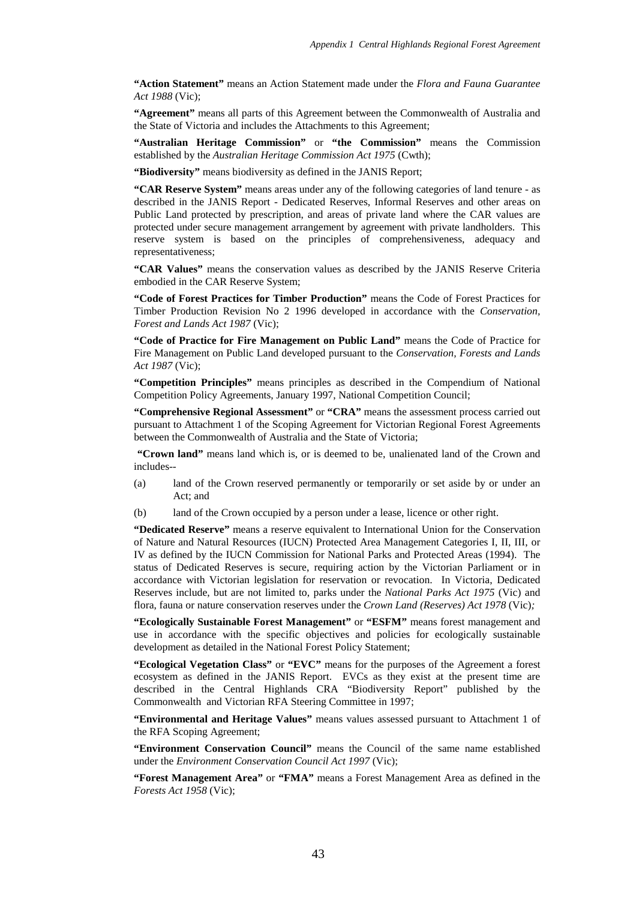**"Action Statement"** means an Action Statement made under the *Flora and Fauna Guarantee Act 1988* (Vic);

**"Agreement"** means all parts of this Agreement between the Commonwealth of Australia and the State of Victoria and includes the Attachments to this Agreement;

**"Australian Heritage Commission"** or **"the Commission"** means the Commission established by the *Australian Heritage Commission Act 1975* (Cwth);

**"Biodiversity"** means biodiversity as defined in the JANIS Report;

**"CAR Reserve System"** means areas under any of the following categories of land tenure - as described in the JANIS Report - Dedicated Reserves, Informal Reserves and other areas on Public Land protected by prescription, and areas of private land where the CAR values are protected under secure management arrangement by agreement with private landholders. This reserve system is based on the principles of comprehensiveness, adequacy and representativeness;

**"CAR Values"** means the conservation values as described by the JANIS Reserve Criteria embodied in the CAR Reserve System;

**"Code of Forest Practices for Timber Production"** means the Code of Forest Practices for Timber Production Revision No 2 1996 developed in accordance with the *Conservation, Forest and Lands Act 1987* (Vic);

**"Code of Practice for Fire Management on Public Land"** means the Code of Practice for Fire Management on Public Land developed pursuant to the *Conservation, Forests and Lands Act 1987* (Vic);

**"Competition Principles"** means principles as described in the Compendium of National Competition Policy Agreements, January 1997, National Competition Council;

**"Comprehensive Regional Assessment"** or **"CRA"** means the assessment process carried out pursuant to Attachment 1 of the Scoping Agreement for Victorian Regional Forest Agreements between the Commonwealth of Australia and the State of Victoria;

**"Crown land"** means land which is, or is deemed to be, unalienated land of the Crown and includes--

(a) land of the Crown reserved permanently or temporarily or set aside by or under an Act; and

(b) land of the Crown occupied by a person under a lease, licence or other right.

**"Dedicated Reserve"** means a reserve equivalent to International Union for the Conservation of Nature and Natural Resources (IUCN) Protected Area Management Categories I, II, III, or IV as defined by the IUCN Commission for National Parks and Protected Areas (1994). The status of Dedicated Reserves is secure, requiring action by the Victorian Parliament or in accordance with Victorian legislation for reservation or revocation. In Victoria, Dedicated Reserves include, but are not limited to, parks under the *National Parks Act 1975* (Vic) and flora, fauna or nature conservation reserves under the *Crown Land (Reserves) Act 1978* (Vic)*;*

**"Ecologically Sustainable Forest Management"** or **"ESFM"** means forest management and use in accordance with the specific objectives and policies for ecologically sustainable development as detailed in the National Forest Policy Statement;

**"Ecological Vegetation Class"** or **"EVC"** means for the purposes of the Agreement a forest ecosystem as defined in the JANIS Report. EVCs as they exist at the present time are described in the Central Highlands CRA "Biodiversity Report" published by the Commonwealth and Victorian RFA Steering Committee in 1997;

**"Environmental and Heritage Values"** means values assessed pursuant to Attachment 1 of the RFA Scoping Agreement;

**"Environment Conservation Council"** means the Council of the same name established under the *Environment Conservation Council Act 1997* (Vic);

**"Forest Management Area"** or **"FMA"** means a Forest Management Area as defined in the *Forests Act 1958* (Vic);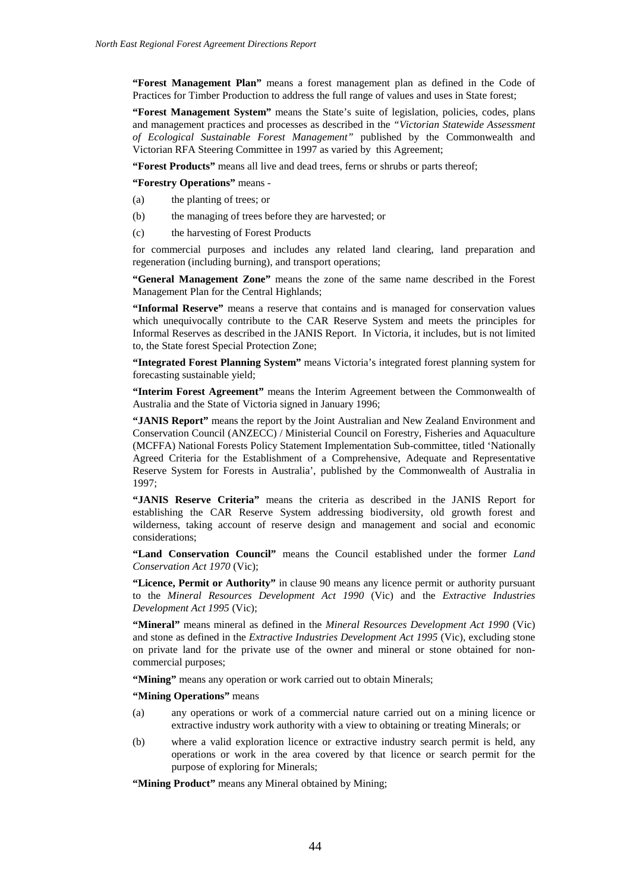**"Forest Management Plan"** means a forest management plan as defined in the Code of Practices for Timber Production to address the full range of values and uses in State forest;

**"Forest Management System"** means the State's suite of legislation, policies, codes, plans and management practices and processes as described in the *"Victorian Statewide Assessment of Ecological Sustainable Forest Management"* published by the Commonwealth and Victorian RFA Steering Committee in 1997 as varied by this Agreement;

**"Forest Products"** means all live and dead trees, ferns or shrubs or parts thereof;

**"Forestry Operations"** means -

(a) the planting of trees; or

(b) the managing of trees before they are harvested; or

(c) the harvesting of Forest Products

for commercial purposes and includes any related land clearing, land preparation and regeneration (including burning), and transport operations;

**"General Management Zone"** means the zone of the same name described in the Forest Management Plan for the Central Highlands;

**"Informal Reserve"** means a reserve that contains and is managed for conservation values which unequivocally contribute to the CAR Reserve System and meets the principles for Informal Reserves as described in the JANIS Report. In Victoria, it includes, but is not limited to, the State forest Special Protection Zone;

**"Integrated Forest Planning System"** means Victoria's integrated forest planning system for forecasting sustainable yield;

**"Interim Forest Agreement"** means the Interim Agreement between the Commonwealth of Australia and the State of Victoria signed in January 1996;

**"JANIS Report"** means the report by the Joint Australian and New Zealand Environment and Conservation Council (ANZECC) / Ministerial Council on Forestry, Fisheries and Aquaculture (MCFFA) National Forests Policy Statement Implementation Sub-committee, titled 'Nationally Agreed Criteria for the Establishment of a Comprehensive, Adequate and Representative Reserve System for Forests in Australia', published by the Commonwealth of Australia in 1997;

**"JANIS Reserve Criteria"** means the criteria as described in the JANIS Report for establishing the CAR Reserve System addressing biodiversity, old growth forest and wilderness, taking account of reserve design and management and social and economic considerations;

**"Land Conservation Council"** means the Council established under the former *Land Conservation Act 1970* (Vic);

**"Licence, Permit or Authority"** in clause 90 means any licence permit or authority pursuant to the *Mineral Resources Development Act 1990* (Vic) and the *Extractive Industries Development Act 1995* (Vic);

**"Mineral"** means mineral as defined in the *Mineral Resources Development Act 1990* (Vic) and stone as defined in the *Extractive Industries Development Act 1995* (Vic), excluding stone on private land for the private use of the owner and mineral or stone obtained for non-commercial purposes;

**"Mining"** means any operation or work carried out to obtain Minerals;

**"Mining Operations"** means

(a) any operations or work of a commercial nature carried out on a mining licence or extractive industry work authority with a view to obtaining or treating Minerals; or

(b) where a valid exploration licence or extractive industry search permit is held, any operations or work in the area covered by that licence or search permit for the purpose of exploring for Minerals;

**"Mining Product"** means any Mineral obtained by Mining;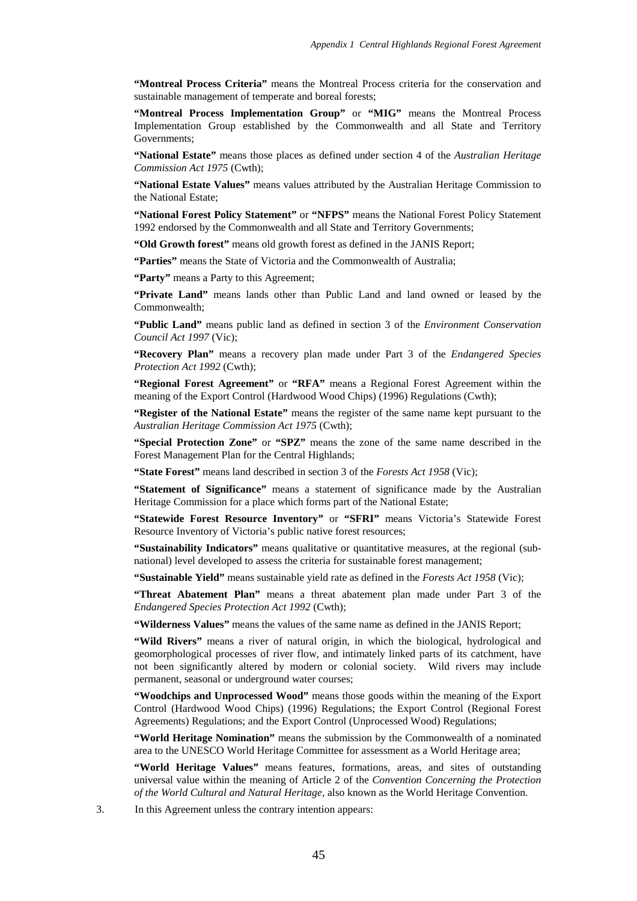**"Montreal Process Criteria"** means the Montreal Process criteria for the conservation and sustainable management of temperate and boreal forests;

**"Montreal Process Implementation Group"** or **"MIG"** means the Montreal Process Implementation Group established by the Commonwealth and all State and Territory Governments;

**"National Estate"** means those places as defined under section 4 of the *Australian Heritage Commission Act 1975* (Cwth);

**"National Estate Values"** means values attributed by the Australian Heritage Commission to the National Estate;

**"National Forest Policy Statement"** or **"NFPS"** means the National Forest Policy Statement 1992 endorsed by the Commonwealth and all State and Territory Governments;

**"Old Growth forest"** means old growth forest as defined in the JANIS Report;

**"Parties"** means the State of Victoria and the Commonwealth of Australia;

**"Party"** means a Party to this Agreement;

**"Private Land"** means lands other than Public Land and land owned or leased by the Commonwealth;

**"Public Land"** means public land as defined in section 3 of the *Environment Conservation Council Act 1997* (Vic);

**"Recovery Plan"** means a recovery plan made under Part 3 of the *Endangered Species Protection Act 1992* (Cwth);

**"Regional Forest Agreement"** or **"RFA"** means a Regional Forest Agreement within the meaning of the Export Control (Hardwood Wood Chips) (1996) Regulations (Cwth);

**"Register of the National Estate"** means the register of the same name kept pursuant to the *Australian Heritage Commission Act 1975* (Cwth);

**"Special Protection Zone"** or **"SPZ"** means the zone of the same name described in the Forest Management Plan for the Central Highlands;

**"State Forest"** means land described in section 3 of the *Forests Act 1958* (Vic);

**"Statement of Significance"** means a statement of significance made by the Australian Heritage Commission for a place which forms part of the National Estate;

**"Statewide Forest Resource Inventory"** or **"SFRI"** means Victoria's Statewide Forest Resource Inventory of Victoria's public native forest resources;

**"Sustainability Indicators"** means qualitative or quantitative measures, at the regional (sub-national) level developed to assess the criteria for sustainable forest management;

**"Sustainable Yield"** means sustainable yield rate as defined in the *Forests Act 1958* (Vic);

**"Threat Abatement Plan"** means a threat abatement plan made under Part 3 of the *Endangered Species Protection Act 1992* (Cwth);

**"Wilderness Values"** means the values of the same name as defined in the JANIS Report;

**"Wild Rivers"** means a river of natural origin, in which the biological, hydrological and geomorphological processes of river flow, and intimately linked parts of its catchment, have not been significantly altered by modern or colonial society. Wild rivers may include permanent, seasonal or underground water courses;

**"Woodchips and Unprocessed Wood"** means those goods within the meaning of the Export Control (Hardwood Wood Chips) (1996) Regulations; the Export Control (Regional Forest Agreements) Regulations; and the Export Control (Unprocessed Wood) Regulations;

**"World Heritage Nomination"** means the submission by the Commonwealth of a nominated area to the UNESCO World Heritage Committee for assessment as a World Heritage area;

**"World Heritage Values"** means features, formations, areas, and sites of outstanding universal value within the meaning of Article 2 of the *Convention Concerning the Protection of the World Cultural and Natural Heritage*, also known as the World Heritage Convention.

3. In this Agreement unless the contrary intention appears: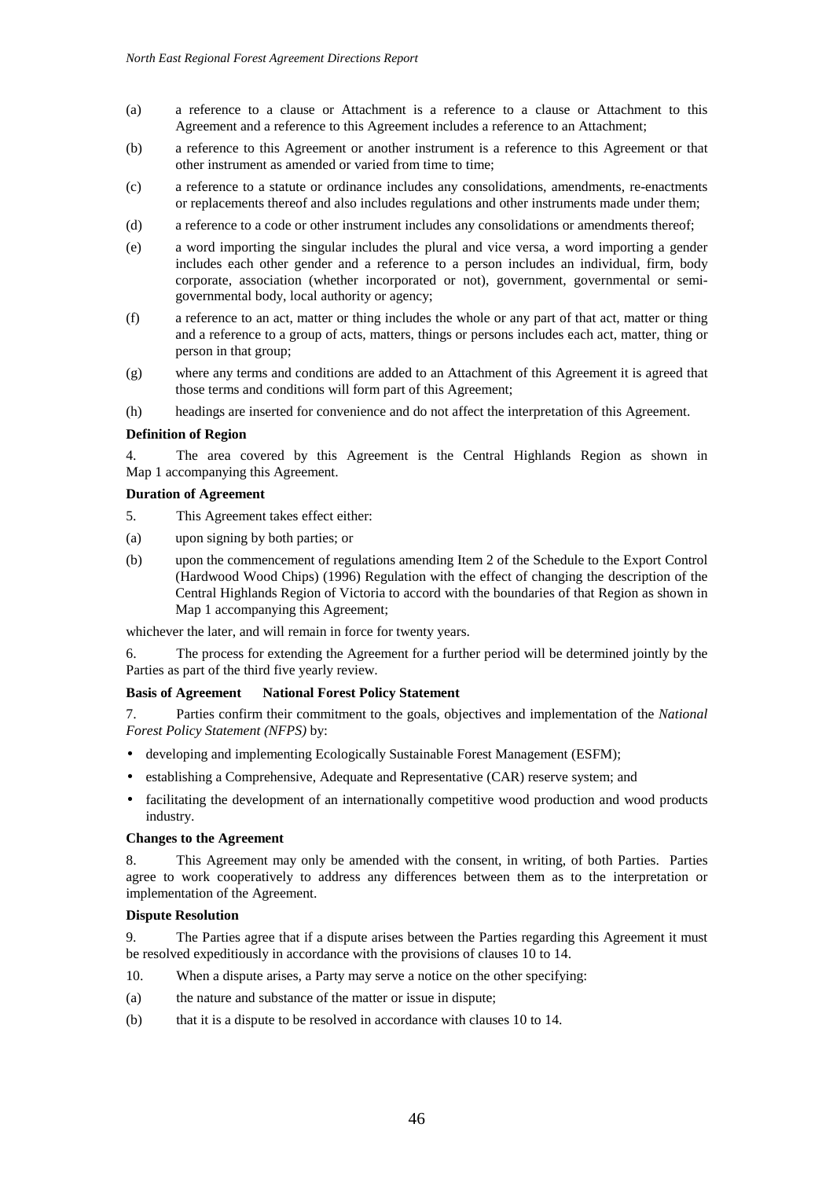(a) a reference to a clause or Attachment is a reference to a clause or Attachment to this Agreement and a reference to this Agreement includes a reference to an Attachment;

(b) a reference to this Agreement or another instrument is a reference to this Agreement or that other instrument as amended or varied from time to time;

(c) a reference to a statute or ordinance includes any consolidations, amendments, re-enactments or replacements thereof and also includes regulations and other instruments made under them;

(d) a reference to a code or other instrument includes any consolidations or amendments thereof;

(e) a word importing the singular includes the plural and vice versa, a word importing a gender includes each other gender and a reference to a person includes an individual, firm, body corporate, association (whether incorporated or not), government, governmental or semi-governmental body, local authority or agency;

(f) a reference to an act, matter or thing includes the whole or any part of that act, matter or thing and a reference to a group of acts, matters, things or persons includes each act, matter, thing or person in that group;

(g) where any terms and conditions are added to an Attachment of this Agreement it is agreed that those terms and conditions will form part of this Agreement;

(h) headings are inserted for convenience and do not affect the interpretation of this Agreement.

**Definition of Region**

4. The area covered by this Agreement is the Central Highlands Region as shown in Map 1 accompanying this Agreement.

**Duration of Agreement**

5. This Agreement takes effect either:

(a) upon signing by both parties; or

(b) upon the commencement of regulations amending Item 2 of the Schedule to the Export Control (Hardwood Wood Chips) (1996) Regulation with the effect of changing the description of the Central Highlands Region of Victoria to accord with the boundaries of that Region as shown in Map 1 accompanying this Agreement;

whichever the later, and will remain in force for twenty years.

6. The process for extending the Agreement for a further period will be determined jointly by the Parties as part of the third five yearly review.

**Basis of Agreement National Forest Policy Statement**

7. Parties confirm their commitment to the goals, objectives and implementation of the *National Forest Policy Statement (NFPS)* by:

- developing and implementing Ecologically Sustainable Forest Management (ESFM);
- establishing a Comprehensive, Adequate and Representative (CAR) reserve system; and
- facilitating the development of an internationally competitive wood production and wood products industry.

**Changes to the Agreement**

8. This Agreement may only be amended with the consent, in writing, of both Parties. Parties agree to work cooperatively to address any differences between them as to the interpretation or implementation of the Agreement.

**Dispute Resolution**

9. The Parties agree that if a dispute arises between the Parties regarding this Agreement it must be resolved expeditiously in accordance with the provisions of clauses 10 to 14.

10. When a dispute arises, a Party may serve a notice on the other specifying:

(a) the nature and substance of the matter or issue in dispute;

(b) that it is a dispute to be resolved in accordance with clauses 10 to 14.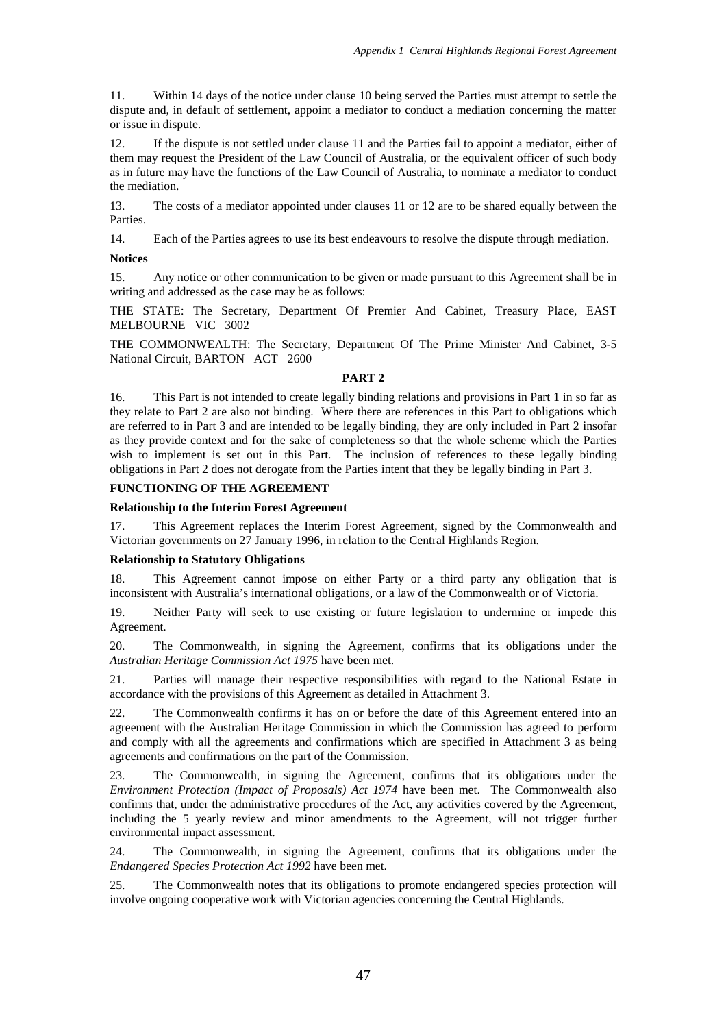11. Within 14 days of the notice under clause 10 being served the Parties must attempt to settle the dispute and, in default of settlement, appoint a mediator to conduct a mediation concerning the matter or issue in dispute.

12. If the dispute is not settled under clause 11 and the Parties fail to appoint a mediator, either of them may request the President of the Law Council of Australia, or the equivalent officer of such body as in future may have the functions of the Law Council of Australia, to nominate a mediator to conduct the mediation.

13. The costs of a mediator appointed under clauses 11 or 12 are to be shared equally between the Parties.

14. Each of the Parties agrees to use its best endeavours to resolve the dispute through mediation.

**Notices**

15. Any notice or other communication to be given or made pursuant to this Agreement shall be in writing and addressed as the case may be as follows:

THE STATE: The Secretary, Department Of Premier And Cabinet, Treasury Place, EAST MELBOURNE VIC 3002

THE COMMONWEALTH: The Secretary, Department Of The Prime Minister And Cabinet, 3-5 National Circuit, BARTON ACT 2600

## PART 2

16. This Part is not intended to create legally binding relations and provisions in Part 1 in so far as they relate to Part 2 are also not binding. Where there are references in this Part to obligations which are referred to in Part 3 and are intended to be legally binding, they are only included in Part 2 insofar as they provide context and for the sake of completeness so that the whole scheme which the Parties wish to implement is set out in this Part. The inclusion of references to these legally binding obligations in Part 2 does not derogate from the Parties intent that they be legally binding in Part 3.

### FUNCTIONING OF THE AGREEMENT

**Relationship to the Interim Forest Agreement**

17. This Agreement replaces the Interim Forest Agreement, signed by the Commonwealth and Victorian governments on 27 January 1996, in relation to the Central Highlands Region.

**Relationship to Statutory Obligations**

18. This Agreement cannot impose on either Party or a third party any obligation that is inconsistent with Australia's international obligations, or a law of the Commonwealth or of Victoria.

19. Neither Party will seek to use existing or future legislation to undermine or impede this Agreement.

20. The Commonwealth, in signing the Agreement, confirms that its obligations under the *Australian Heritage Commission Act 1975* have been met.

21. Parties will manage their respective responsibilities with regard to the National Estate in accordance with the provisions of this Agreement as detailed in Attachment 3.

22. The Commonwealth confirms it has on or before the date of this Agreement entered into an agreement with the Australian Heritage Commission in which the Commission has agreed to perform and comply with all the agreements and confirmations which are specified in Attachment 3 as being agreements and confirmations on the part of the Commission.

23. The Commonwealth, in signing the Agreement, confirms that its obligations under the *Environment Protection (Impact of Proposals) Act 1974* have been met. The Commonwealth also confirms that, under the administrative procedures of the Act, any activities covered by the Agreement, including the 5 yearly review and minor amendments to the Agreement, will not trigger further environmental impact assessment.

24. The Commonwealth, in signing the Agreement, confirms that its obligations under the *Endangered Species Protection Act 1992* have been met.

25. The Commonwealth notes that its obligations to promote endangered species protection will involve ongoing cooperative work with Victorian agencies concerning the Central Highlands.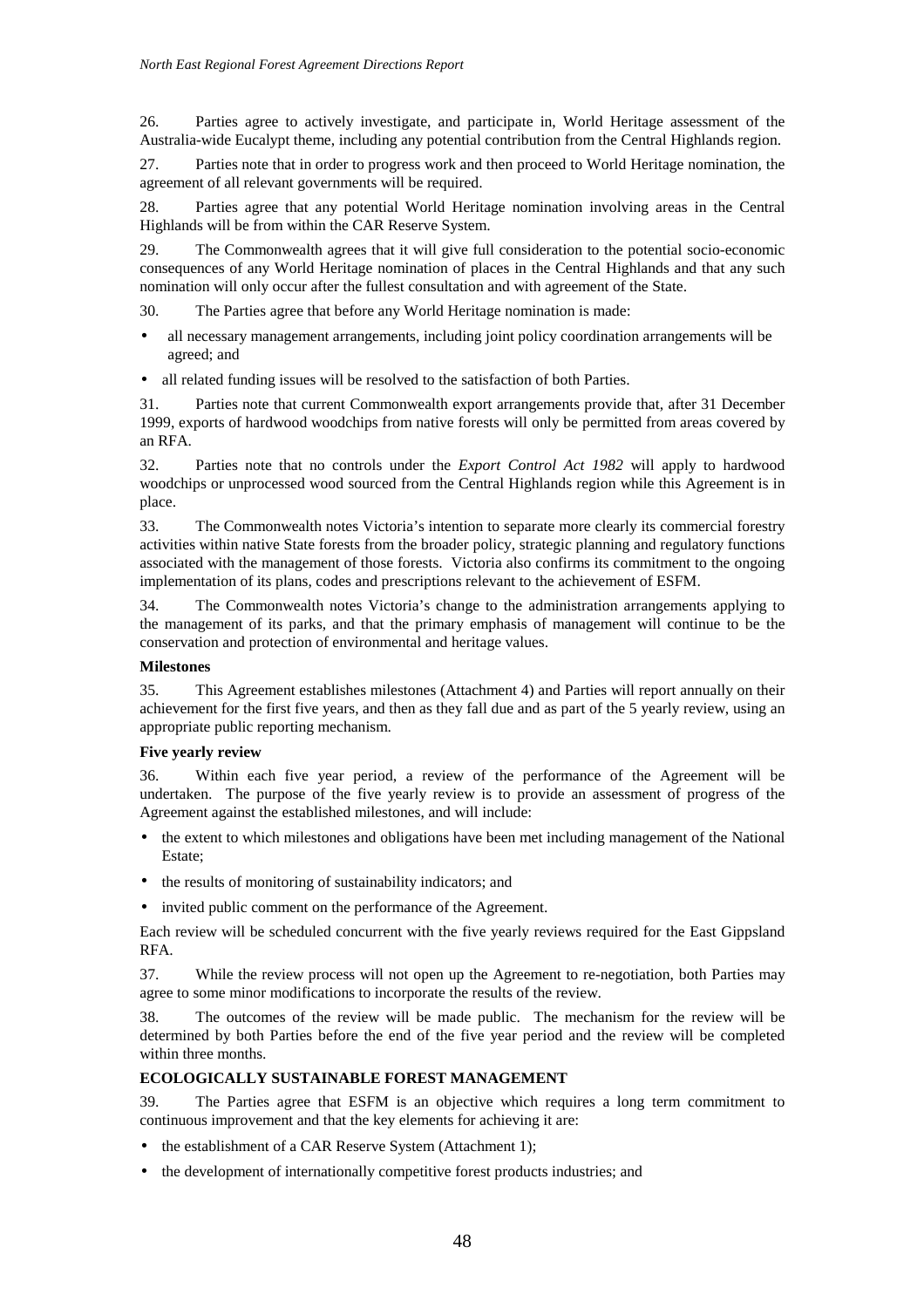26. Parties agree to actively investigate, and participate in, World Heritage assessment of the Australia-wide Eucalypt theme, including any potential contribution from the Central Highlands region.

27. Parties note that in order to progress work and then proceed to World Heritage nomination, the agreement of all relevant governments will be required.

28. Parties agree that any potential World Heritage nomination involving areas in the Central Highlands will be from within the CAR Reserve System.

29. The Commonwealth agrees that it will give full consideration to the potential socio-economic consequences of any World Heritage nomination of places in the Central Highlands and that any such nomination will only occur after the fullest consultation and with agreement of the State.

30. The Parties agree that before any World Heritage nomination is made:

- all necessary management arrangements, including joint policy coordination arrangements will be agreed; and
- all related funding issues will be resolved to the satisfaction of both Parties.

31. Parties note that current Commonwealth export arrangements provide that, after 31 December 1999, exports of hardwood woodchips from native forests will only be permitted from areas covered by an RFA.

32. Parties note that no controls under the *Export Control Act 1982* will apply to hardwood woodchips or unprocessed wood sourced from the Central Highlands region while this Agreement is in place.

33. The Commonwealth notes Victoria's intention to separate more clearly its commercial forestry activities within native State forests from the broader policy, strategic planning and regulatory functions associated with the management of those forests. Victoria also confirms its commitment to the ongoing implementation of its plans, codes and prescriptions relevant to the achievement of ESFM.

34. The Commonwealth notes Victoria's change to the administration arrangements applying to the management of its parks, and that the primary emphasis of management will continue to be the conservation and protection of environmental and heritage values.

**Milestones**

35. This Agreement establishes milestones (Attachment 4) and Parties will report annually on their achievement for the first five years, and then as they fall due and as part of the 5 yearly review, using an appropriate public reporting mechanism.

**Five yearly review**

36. Within each five year period, a review of the performance of the Agreement will be undertaken. The purpose of the five yearly review is to provide an assessment of progress of the Agreement against the established milestones, and will include:

- the extent to which milestones and obligations have been met including management of the National Estate;
- the results of monitoring of sustainability indicators; and
- invited public comment on the performance of the Agreement.

Each review will be scheduled concurrent with the five yearly reviews required for the East Gippsland RFA.

37. While the review process will not open up the Agreement to re-negotiation, both Parties may agree to some minor modifications to incorporate the results of the review.

38. The outcomes of the review will be made public. The mechanism for the review will be determined by both Parties before the end of the five year period and the review will be completed within three months.

**ECOLOGICALLY SUSTAINABLE FOREST MANAGEMENT**

39. The Parties agree that ESFM is an objective which requires a long term commitment to continuous improvement and that the key elements for achieving it are:

- the establishment of a CAR Reserve System (Attachment 1);
- the development of internationally competitive forest products industries; and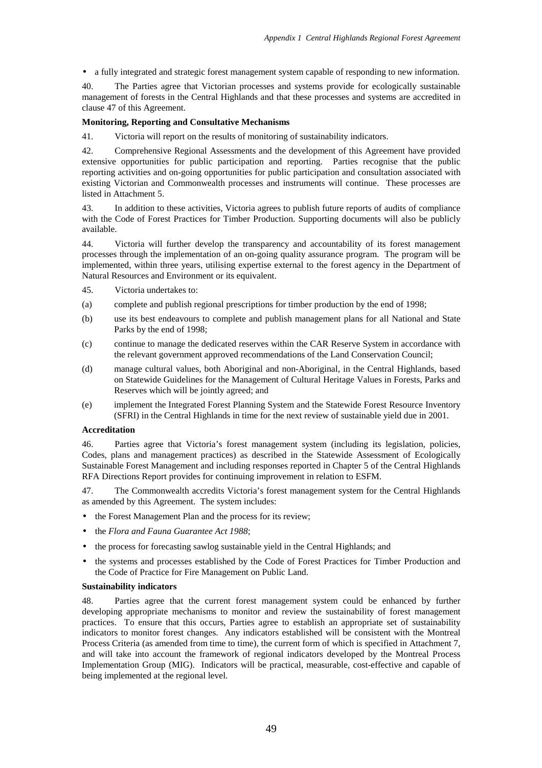- a fully integrated and strategic forest management system capable of responding to new information.

40. The Parties agree that Victorian processes and systems provide for ecologically sustainable management of forests in the Central Highlands and that these processes and systems are accredited in clause 47 of this Agreement.

**Monitoring, Reporting and Consultative Mechanisms**

41. Victoria will report on the results of monitoring of sustainability indicators.

42. Comprehensive Regional Assessments and the development of this Agreement have provided extensive opportunities for public participation and reporting. Parties recognise that the public reporting activities and on-going opportunities for public participation and consultation associated with existing Victorian and Commonwealth processes and instruments will continue. These processes are listed in Attachment 5.

43. In addition to these activities, Victoria agrees to publish future reports of audits of compliance with the Code of Forest Practices for Timber Production. Supporting documents will also be publicly available.

44. Victoria will further develop the transparency and accountability of its forest management processes through the implementation of an on-going quality assurance program. The program will be implemented, within three years, utilising expertise external to the forest agency in the Department of Natural Resources and Environment or its equivalent.

45. Victoria undertakes to:

(a) complete and publish regional prescriptions for timber production by the end of 1998;

(b) use its best endeavours to complete and publish management plans for all National and State Parks by the end of 1998;

(c) continue to manage the dedicated reserves within the CAR Reserve System in accordance with the relevant government approved recommendations of the Land Conservation Council;

(d) manage cultural values, both Aboriginal and non-Aboriginal, in the Central Highlands, based on Statewide Guidelines for the Management of Cultural Heritage Values in Forests, Parks and Reserves which will be jointly agreed; and

(e) implement the Integrated Forest Planning System and the Statewide Forest Resource Inventory (SFRI) in the Central Highlands in time for the next review of sustainable yield due in 2001.

**Accreditation**

46. Parties agree that Victoria's forest management system (including its legislation, policies, Codes, plans and management practices) as described in the Statewide Assessment of Ecologically Sustainable Forest Management and including responses reported in Chapter 5 of the Central Highlands RFA Directions Report provides for continuing improvement in relation to ESFM.

47. The Commonwealth accredits Victoria's forest management system for the Central Highlands as amended by this Agreement. The system includes:

- the Forest Management Plan and the process for its review;
- the *Flora and Fauna Guarantee Act 1988*;
- the process for forecasting sawlog sustainable yield in the Central Highlands; and
- the systems and processes established by the Code of Forest Practices for Timber Production and the Code of Practice for Fire Management on Public Land.

**Sustainability indicators**

48. Parties agree that the current forest management system could be enhanced by further developing appropriate mechanisms to monitor and review the sustainability of forest management practices. To ensure that this occurs, Parties agree to establish an appropriate set of sustainability indicators to monitor forest changes. Any indicators established will be consistent with the Montreal Process Criteria (as amended from time to time), the current form of which is specified in Attachment 7, and will take into account the framework of regional indicators developed by the Montreal Process Implementation Group (MIG). Indicators will be practical, measurable, cost-effective and capable of being implemented at the regional level.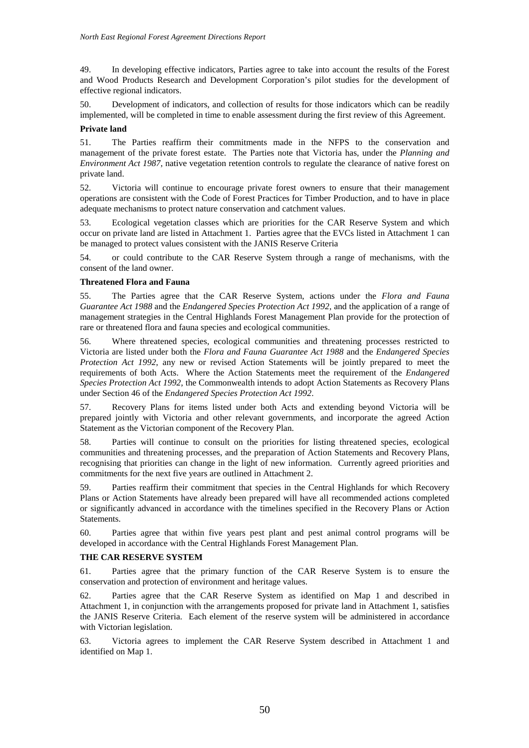49. In developing effective indicators, Parties agree to take into account the results of the Forest and Wood Products Research and Development Corporation's pilot studies for the development of effective regional indicators.

50. Development of indicators, and collection of results for those indicators which can be readily implemented, will be completed in time to enable assessment during the first review of this Agreement.

**Private land**

51. The Parties reaffirm their commitments made in the NFPS to the conservation and management of the private forest estate. The Parties note that Victoria has, under the *Planning and Environment Act 1987*, native vegetation retention controls to regulate the clearance of native forest on private land.

52. Victoria will continue to encourage private forest owners to ensure that their management operations are consistent with the Code of Forest Practices for Timber Production, and to have in place adequate mechanisms to protect nature conservation and catchment values.

53. Ecological vegetation classes which are priorities for the CAR Reserve System and which occur on private land are listed in Attachment 1. Parties agree that the EVCs listed in Attachment 1 can be managed to protect values consistent with the JANIS Reserve Criteria

54. or could contribute to the CAR Reserve System through a range of mechanisms, with the consent of the land owner.

**Threatened Flora and Fauna**

55. The Parties agree that the CAR Reserve System, actions under the *Flora and Fauna Guarantee Act 1988* and the *Endangered Species Protection Act 1992*, and the application of a range of management strategies in the Central Highlands Forest Management Plan provide for the protection of rare or threatened flora and fauna species and ecological communities.

56. Where threatened species, ecological communities and threatening processes restricted to Victoria are listed under both the *Flora and Fauna Guarantee Act 1988* and the *Endangered Species Protection Act 1992*, any new or revised Action Statements will be jointly prepared to meet the requirements of both Acts. Where the Action Statements meet the requirement of the *Endangered Species Protection Act 1992*, the Commonwealth intends to adopt Action Statements as Recovery Plans under Section 46 of the *Endangered Species Protection Act 1992*.

57. Recovery Plans for items listed under both Acts and extending beyond Victoria will be prepared jointly with Victoria and other relevant governments, and incorporate the agreed Action Statement as the Victorian component of the Recovery Plan.

58. Parties will continue to consult on the priorities for listing threatened species, ecological communities and threatening processes, and the preparation of Action Statements and Recovery Plans, recognising that priorities can change in the light of new information. Currently agreed priorities and commitments for the next five years are outlined in Attachment 2.

59. Parties reaffirm their commitment that species in the Central Highlands for which Recovery Plans or Action Statements have already been prepared will have all recommended actions completed or significantly advanced in accordance with the timelines specified in the Recovery Plans or Action Statements.

60. Parties agree that within five years pest plant and pest animal control programs will be developed in accordance with the Central Highlands Forest Management Plan.

**THE CAR RESERVE SYSTEM**

61. Parties agree that the primary function of the CAR Reserve System is to ensure the conservation and protection of environment and heritage values.

62. Parties agree that the CAR Reserve System as identified on Map 1 and described in Attachment 1, in conjunction with the arrangements proposed for private land in Attachment 1, satisfies the JANIS Reserve Criteria. Each element of the reserve system will be administered in accordance with Victorian legislation.

63. Victoria agrees to implement the CAR Reserve System described in Attachment 1 and identified on Map 1.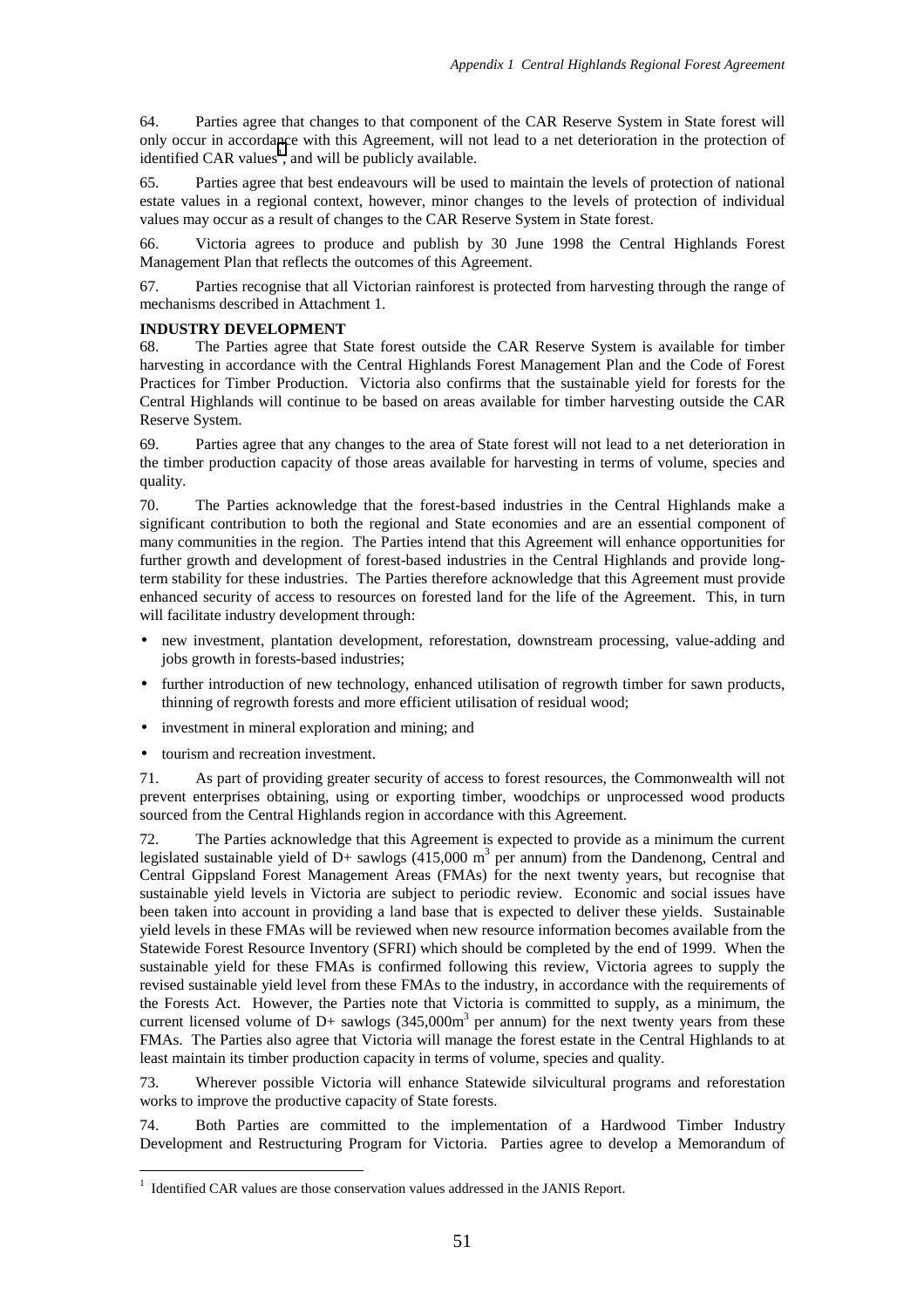64. Parties agree that changes to that component of the CAR Reserve System in State forest will only occur in accordance with this Agreement, will not lead to a net deterioration in the protection of identified CAR values[1], and will be publicly available.

65. Parties agree that best endeavours will be used to maintain the levels of protection of national estate values in a regional context, however, minor changes to the levels of protection of individual values may occur as a result of changes to the CAR Reserve System in State forest.

66. Victoria agrees to produce and publish by 30 June 1998 the Central Highlands Forest Management Plan that reflects the outcomes of this Agreement.

67. Parties recognise that all Victorian rainforest is protected from harvesting through the range of mechanisms described in Attachment 1.

**INDUSTRY DEVELOPMENT**

68. The Parties agree that State forest outside the CAR Reserve System is available for timber harvesting in accordance with the Central Highlands Forest Management Plan and the Code of Forest Practices for Timber Production. Victoria also confirms that the sustainable yield for forests for the Central Highlands will continue to be based on areas available for timber harvesting outside the CAR Reserve System.

69. Parties agree that any changes to the area of State forest will not lead to a net deterioration in the timber production capacity of those areas available for harvesting in terms of volume, species and quality.

70. The Parties acknowledge that the forest-based industries in the Central Highlands make a significant contribution to both the regional and State economies and are an essential component of many communities in the region. The Parties intend that this Agreement will enhance opportunities for further growth and development of forest-based industries in the Central Highlands and provide long-term stability for these industries. The Parties therefore acknowledge that this Agreement must provide enhanced security of access to resources on forested land for the life of the Agreement. This, in turn will facilitate industry development through:

- new investment, plantation development, reforestation, downstream processing, value-adding and jobs growth in forests-based industries;
- further introduction of new technology, enhanced utilisation of regrowth timber for sawn products, thinning of regrowth forests and more efficient utilisation of residual wood;
- investment in mineral exploration and mining; and
- tourism and recreation investment.

71. As part of providing greater security of access to forest resources, the Commonwealth will not prevent enterprises obtaining, using or exporting timber, woodchips or unprocessed wood products sourced from the Central Highlands region in accordance with this Agreement.

72. The Parties acknowledge that this Agreement is expected to provide as a minimum the current legislated sustainable yield of D+ sawlogs (415,000 $m^3$ per annum) from the Dandenong, Central and Central Gippsland Forest Management Areas (FMAs) for the next twenty years, but recognise that sustainable yield levels in Victoria are subject to periodic review. Economic and social issues have been taken into account in providing a land base that is expected to deliver these yields. Sustainable yield levels in these FMAs will be reviewed when new resource information becomes available from the Statewide Forest Resource Inventory (SFRI) which should be completed by the end of 1999. When the sustainable yield for these FMAs is confirmed following this review, Victoria agrees to supply the revised sustainable yield level from these FMAs to the industry, in accordance with the requirements of the Forests Act. However, the Parties note that Victoria is committed to supply, as a minimum, the current licensed volume of D+ sawlogs (345,000$m^3$ per annum) for the next twenty years from these FMAs. The Parties also agree that Victoria will manage the forest estate in the Central Highlands to at least maintain its timber production capacity in terms of volume, species and quality.

73. Wherever possible Victoria will enhance Statewide silvicultural programs and reforestation works to improve the productive capacity of State forests.

74. Both Parties are committed to the implementation of a Hardwood Timber Industry Development and Restructuring Program for Victoria. Parties agree to develop a Memorandum of

[1] Identified CAR values are those conservation values addressed in the JANIS Report.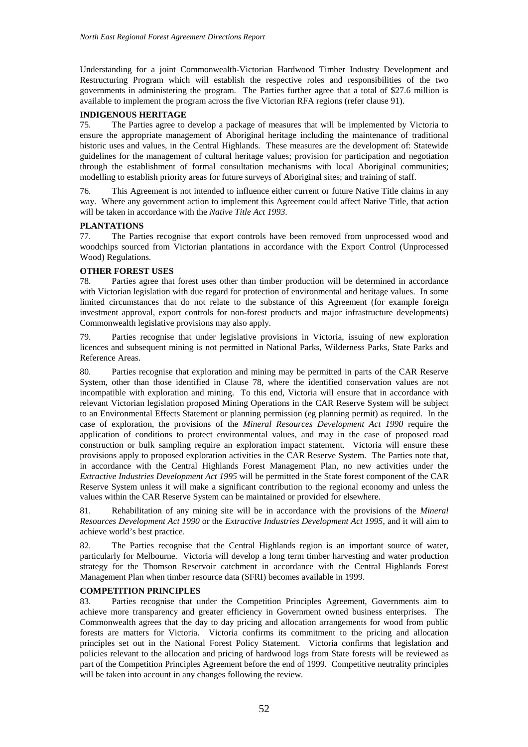Understanding for a joint Commonwealth-Victorian Hardwood Timber Industry Development and Restructuring Program which will establish the respective roles and responsibilities of the two governments in administering the program. The Parties further agree that a total of $27.6 million is available to implement the program across the five Victorian RFA regions (refer clause 91).

**INDIGENOUS HERITAGE**

75. The Parties agree to develop a package of measures that will be implemented by Victoria to ensure the appropriate management of Aboriginal heritage including the maintenance of traditional historic uses and values, in the Central Highlands. These measures are the development of: Statewide guidelines for the management of cultural heritage values; provision for participation and negotiation through the establishment of formal consultation mechanisms with local Aboriginal communities; modelling to establish priority areas for future surveys of Aboriginal sites; and training of staff.

76. This Agreement is not intended to influence either current or future Native Title claims in any way. Where any government action to implement this Agreement could affect Native Title, that action will be taken in accordance with the *Native Title Act 1993*.

**PLANTATIONS**

77. The Parties recognise that export controls have been removed from unprocessed wood and woodchips sourced from Victorian plantations in accordance with the Export Control (Unprocessed Wood) Regulations.

**OTHER FOREST USES**

78. Parties agree that forest uses other than timber production will be determined in accordance with Victorian legislation with due regard for protection of environmental and heritage values. In some limited circumstances that do not relate to the substance of this Agreement (for example foreign investment approval, export controls for non-forest products and major infrastructure developments) Commonwealth legislative provisions may also apply.

79. Parties recognise that under legislative provisions in Victoria, issuing of new exploration licences and subsequent mining is not permitted in National Parks, Wilderness Parks, State Parks and Reference Areas.

80. Parties recognise that exploration and mining may be permitted in parts of the CAR Reserve System, other than those identified in Clause 78, where the identified conservation values are not incompatible with exploration and mining. To this end, Victoria will ensure that in accordance with relevant Victorian legislation proposed Mining Operations in the CAR Reserve System will be subject to an Environmental Effects Statement or planning permission (eg planning permit) as required. In the case of exploration, the provisions of the *Mineral Resources Development Act 1990* require the application of conditions to protect environmental values, and may in the case of proposed road construction or bulk sampling require an exploration impact statement. Victoria will ensure these provisions apply to proposed exploration activities in the CAR Reserve System. The Parties note that, in accordance with the Central Highlands Forest Management Plan, no new activities under the *Extractive Industries Development Act 1995* will be permitted in the State forest component of the CAR Reserve System unless it will make a significant contribution to the regional economy and unless the values within the CAR Reserve System can be maintained or provided for elsewhere.

81. Rehabilitation of any mining site will be in accordance with the provisions of the *Mineral Resources Development Act 1990* or the *Extractive Industries Development Act 1995*, and it will aim to achieve world's best practice.

82. The Parties recognise that the Central Highlands region is an important source of water, particularly for Melbourne. Victoria will develop a long term timber harvesting and water production strategy for the Thomson Reservoir catchment in accordance with the Central Highlands Forest Management Plan when timber resource data (SFRI) becomes available in 1999.

**COMPETITION PRINCIPLES**

83. Parties recognise that under the Competition Principles Agreement, Governments aim to achieve more transparency and greater efficiency in Government owned business enterprises. The Commonwealth agrees that the day to day pricing and allocation arrangements for wood from public forests are matters for Victoria. Victoria confirms its commitment to the pricing and allocation principles set out in the National Forest Policy Statement. Victoria confirms that legislation and policies relevant to the allocation and pricing of hardwood logs from State forests will be reviewed as part of the Competition Principles Agreement before the end of 1999. Competitive neutrality principles will be taken into account in any changes following the review.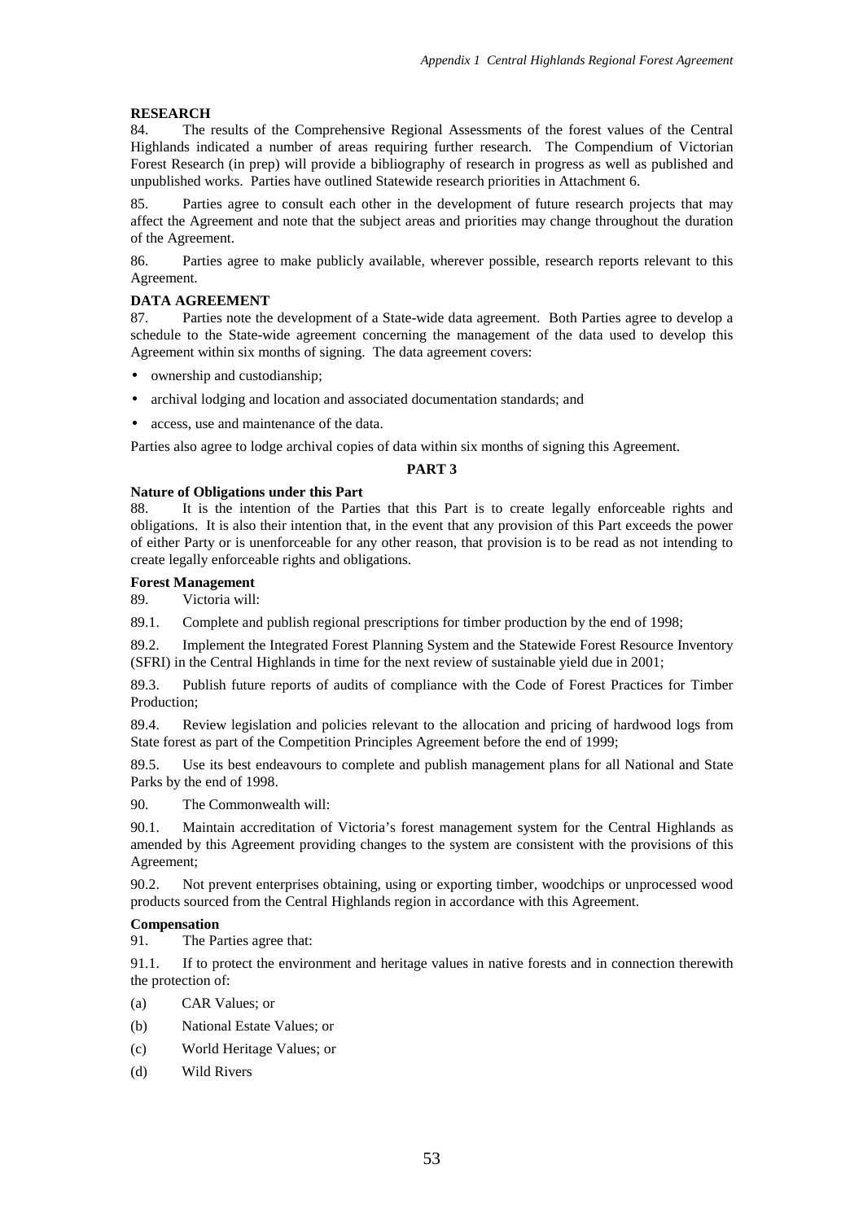### RESEARCH

84. The results of the Comprehensive Regional Assessments of the forest values of the Central Highlands indicated a number of areas requiring further research. The Compendium of Victorian Forest Research (in prep) will provide a bibliography of research in progress as well as published and unpublished works. Parties have outlined Statewide research priorities in Attachment 6.

85. Parties agree to consult each other in the development of future research projects that may affect the Agreement and note that the subject areas and priorities may change throughout the duration of the Agreement.

86. Parties agree to make publicly available, wherever possible, research reports relevant to this Agreement.

### DATA AGREEMENT

87. Parties note the development of a State-wide data agreement. Both Parties agree to develop a schedule to the State-wide agreement concerning the management of the data used to develop this Agreement within six months of signing. The data agreement covers:

- ownership and custodianship;
- archival lodging and location and associated documentation standards; and
- access, use and maintenance of the data.

Parties also agree to lodge archival copies of data within six months of signing this Agreement.

## PART 3

### Nature of Obligations under this Part

88. It is the intention of the Parties that this Part is to create legally enforceable rights and obligations. It is also their intention that, in the event that any provision of this Part exceeds the power of either Party or is unenforceable for any other reason, that provision is to be read as not intending to create legally enforceable rights and obligations.

### Forest Management

89. Victoria will:

89.1. Complete and publish regional prescriptions for timber production by the end of 1998;

89.2. Implement the Integrated Forest Planning System and the Statewide Forest Resource Inventory (SFRI) in the Central Highlands in time for the next review of sustainable yield due in 2001;

89.3. Publish future reports of audits of compliance with the Code of Forest Practices for Timber Production;

89.4. Review legislation and policies relevant to the allocation and pricing of hardwood logs from State forest as part of the Competition Principles Agreement before the end of 1999;

89.5. Use its best endeavours to complete and publish management plans for all National and State Parks by the end of 1998.

90. The Commonwealth will:

90.1. Maintain accreditation of Victoria's forest management system for the Central Highlands as amended by this Agreement providing changes to the system are consistent with the provisions of this Agreement;

90.2. Not prevent enterprises obtaining, using or exporting timber, woodchips or unprocessed wood products sourced from the Central Highlands region in accordance with this Agreement.

### Compensation

91. The Parties agree that:

91.1. If to protect the environment and heritage values in native forests and in connection therewith the protection of:

(a) CAR Values; or

(b) National Estate Values; or

(c) World Heritage Values; or

(d) Wild Rivers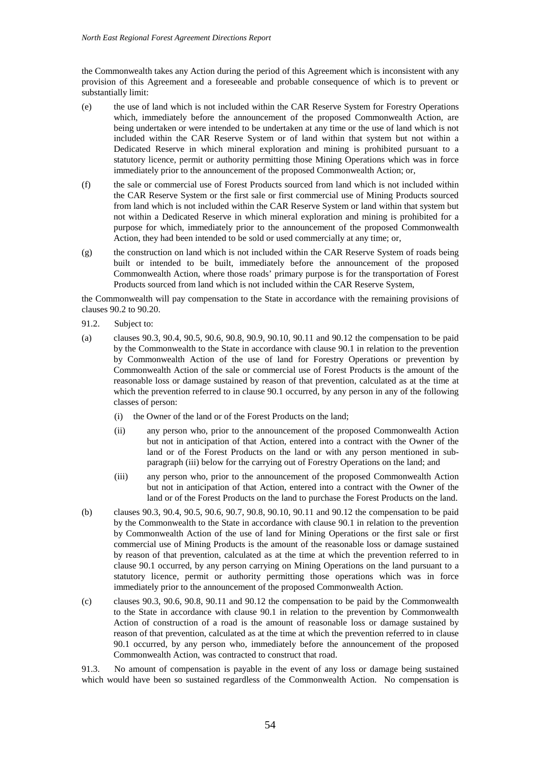the Commonwealth takes any Action during the period of this Agreement which is inconsistent with any provision of this Agreement and a foreseeable and probable consequence of which is to prevent or substantially limit:

(e) the use of land which is not included within the CAR Reserve System for Forestry Operations which, immediately before the announcement of the proposed Commonwealth Action, are being undertaken or were intended to be undertaken at any time or the use of land which is not included within the CAR Reserve System or of land within that system but not within a Dedicated Reserve in which mineral exploration and mining is prohibited pursuant to a statutory licence, permit or authority permitting those Mining Operations which was in force immediately prior to the announcement of the proposed Commonwealth Action; or,

(f) the sale or commercial use of Forest Products sourced from land which is not included within the CAR Reserve System or the first sale or first commercial use of Mining Products sourced from land which is not included within the CAR Reserve System or land within that system but not within a Dedicated Reserve in which mineral exploration and mining is prohibited for a purpose for which, immediately prior to the announcement of the proposed Commonwealth Action, they had been intended to be sold or used commercially at any time; or,

(g) the construction on land which is not included within the CAR Reserve System of roads being built or intended to be built, immediately before the announcement of the proposed Commonwealth Action, where those roads' primary purpose is for the transportation of Forest Products sourced from land which is not included within the CAR Reserve System,

the Commonwealth will pay compensation to the State in accordance with the remaining provisions of clauses 90.2 to 90.20.

91.2. Subject to:

(a) clauses 90.3, 90.4, 90.5, 90.6, 90.8, 90.9, 90.10, 90.11 and 90.12 the compensation to be paid by the Commonwealth to the State in accordance with clause 90.1 in relation to the prevention by Commonwealth Action of the use of land for Forestry Operations or prevention by Commonwealth Action of the sale or commercial use of Forest Products is the amount of the reasonable loss or damage sustained by reason of that prevention, calculated as at the time at which the prevention referred to in clause 90.1 occurred, by any person in any of the following classes of person:

   (i) the Owner of the land or of the Forest Products on the land;

   (ii) any person who, prior to the announcement of the proposed Commonwealth Action but not in anticipation of that Action, entered into a contract with the Owner of the land or of the Forest Products on the land or with any person mentioned in sub-paragraph (iii) below for the carrying out of Forestry Operations on the land; and

   (iii) any person who, prior to the announcement of the proposed Commonwealth Action but not in anticipation of that Action, entered into a contract with the Owner of the land or of the Forest Products on the land to purchase the Forest Products on the land.

(b) clauses 90.3, 90.4, 90.5, 90.6, 90.7, 90.8, 90.10, 90.11 and 90.12 the compensation to be paid by the Commonwealth to the State in accordance with clause 90.1 in relation to the prevention by Commonwealth Action of the use of land for Mining Operations or the first sale or first commercial use of Mining Products is the amount of the reasonable loss or damage sustained by reason of that prevention, calculated as at the time at which the prevention referred to in clause 90.1 occurred, by any person carrying on Mining Operations on the land pursuant to a statutory licence, permit or authority permitting those operations which was in force immediately prior to the announcement of the proposed Commonwealth Action.

(c) clauses 90.3, 90.6, 90.8, 90.11 and 90.12 the compensation to be paid by the Commonwealth to the State in accordance with clause 90.1 in relation to the prevention by Commonwealth Action of construction of a road is the amount of reasonable loss or damage sustained by reason of that prevention, calculated as at the time at which the prevention referred to in clause 90.1 occurred, by any person who, immediately before the announcement of the proposed Commonwealth Action, was contracted to construct that road.

91.3. No amount of compensation is payable in the event of any loss or damage being sustained which would have been so sustained regardless of the Commonwealth Action. No compensation is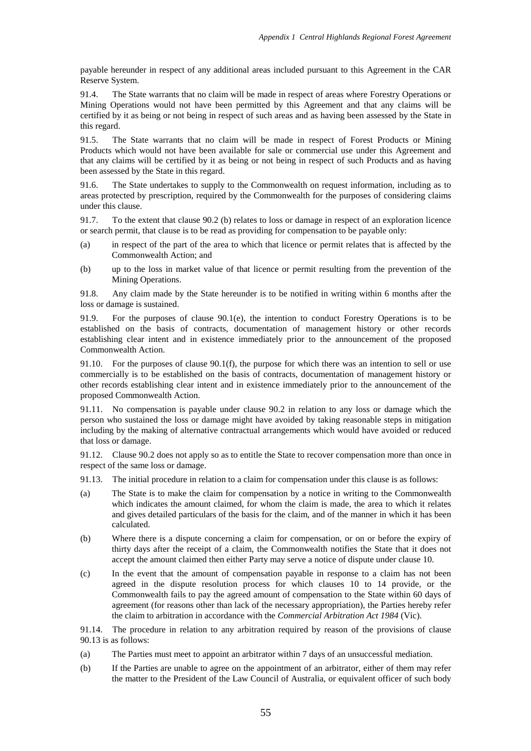payable hereunder in respect of any additional areas included pursuant to this Agreement in the CAR Reserve System.

91.4. The State warrants that no claim will be made in respect of areas where Forestry Operations or Mining Operations would not have been permitted by this Agreement and that any claims will be certified by it as being or not being in respect of such areas and as having been assessed by the State in this regard.

91.5. The State warrants that no claim will be made in respect of Forest Products or Mining Products which would not have been available for sale or commercial use under this Agreement and that any claims will be certified by it as being or not being in respect of such Products and as having been assessed by the State in this regard.

91.6. The State undertakes to supply to the Commonwealth on request information, including as to areas protected by prescription, required by the Commonwealth for the purposes of considering claims under this clause.

91.7. To the extent that clause 90.2 (b) relates to loss or damage in respect of an exploration licence or search permit, that clause is to be read as providing for compensation to be payable only:

(a) in respect of the part of the area to which that licence or permit relates that is affected by the Commonwealth Action; and

(b) up to the loss in market value of that licence or permit resulting from the prevention of the Mining Operations.

91.8. Any claim made by the State hereunder is to be notified in writing within 6 months after the loss or damage is sustained.

91.9. For the purposes of clause 90.1(e), the intention to conduct Forestry Operations is to be established on the basis of contracts, documentation of management history or other records establishing clear intent and in existence immediately prior to the announcement of the proposed Commonwealth Action.

91.10. For the purposes of clause 90.1(f), the purpose for which there was an intention to sell or use commercially is to be established on the basis of contracts, documentation of management history or other records establishing clear intent and in existence immediately prior to the announcement of the proposed Commonwealth Action.

91.11. No compensation is payable under clause 90.2 in relation to any loss or damage which the person who sustained the loss or damage might have avoided by taking reasonable steps in mitigation including by the making of alternative contractual arrangements which would have avoided or reduced that loss or damage.

91.12. Clause 90.2 does not apply so as to entitle the State to recover compensation more than once in respect of the same loss or damage.

91.13. The initial procedure in relation to a claim for compensation under this clause is as follows:

(a) The State is to make the claim for compensation by a notice in writing to the Commonwealth which indicates the amount claimed, for whom the claim is made, the area to which it relates and gives detailed particulars of the basis for the claim, and of the manner in which it has been calculated.

(b) Where there is a dispute concerning a claim for compensation, or on or before the expiry of thirty days after the receipt of a claim, the Commonwealth notifies the State that it does not accept the amount claimed then either Party may serve a notice of dispute under clause 10.

(c) In the event that the amount of compensation payable in response to a claim has not been agreed in the dispute resolution process for which clauses 10 to 14 provide, or the Commonwealth fails to pay the agreed amount of compensation to the State within 60 days of agreement (for reasons other than lack of the necessary appropriation), the Parties hereby refer the claim to arbitration in accordance with the *Commercial Arbitration Act 1984* (Vic).

91.14. The procedure in relation to any arbitration required by reason of the provisions of clause 90.13 is as follows:

(a) The Parties must meet to appoint an arbitrator within 7 days of an unsuccessful mediation.

(b) If the Parties are unable to agree on the appointment of an arbitrator, either of them may refer the matter to the President of the Law Council of Australia, or equivalent officer of such body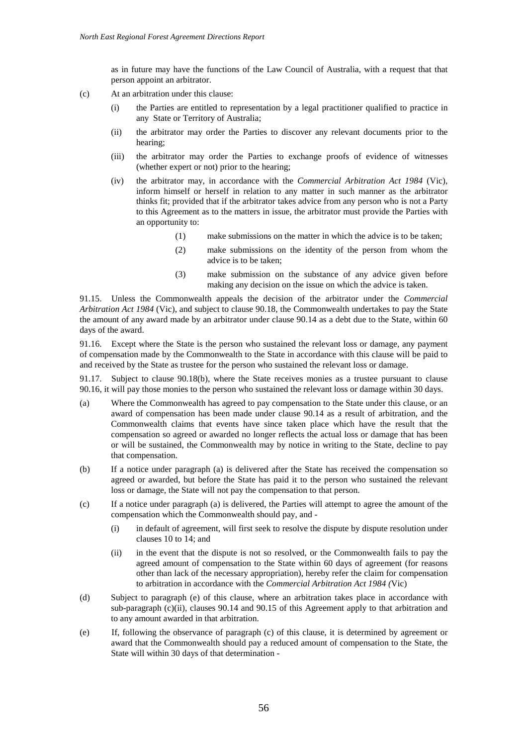as in future may have the functions of the Law Council of Australia, with a request that that person appoint an arbitrator.

(c) At an arbitration under this clause:

   (i) the Parties are entitled to representation by a legal practitioner qualified to practice in any State or Territory of Australia;

   (ii) the arbitrator may order the Parties to discover any relevant documents prior to the hearing;

   (iii) the arbitrator may order the Parties to exchange proofs of evidence of witnesses (whether expert or not) prior to the hearing;

   (iv) the arbitrator may, in accordance with the *Commercial Arbitration Act 1984* (Vic), inform himself or herself in relation to any matter in such manner as the arbitrator thinks fit; provided that if the arbitrator takes advice from any person who is not a Party to this Agreement as to the matters in issue, the arbitrator must provide the Parties with an opportunity to:

      (1) make submissions on the matter in which the advice is to be taken;

      (2) make submissions on the identity of the person from whom the advice is to be taken;

      (3) make submission on the substance of any advice given before making any decision on the issue on which the advice is taken.

91.15. Unless the Commonwealth appeals the decision of the arbitrator under the *Commercial Arbitration Act 1984* (Vic), and subject to clause 90.18, the Commonwealth undertakes to pay the State the amount of any award made by an arbitrator under clause 90.14 as a debt due to the State, within 60 days of the award.

91.16. Except where the State is the person who sustained the relevant loss or damage, any payment of compensation made by the Commonwealth to the State in accordance with this clause will be paid to and received by the State as trustee for the person who sustained the relevant loss or damage.

91.17. Subject to clause 90.18(b), where the State receives monies as a trustee pursuant to clause 90.16, it will pay those monies to the person who sustained the relevant loss or damage within 30 days.

(a) Where the Commonwealth has agreed to pay compensation to the State under this clause, or an award of compensation has been made under clause 90.14 as a result of arbitration, and the Commonwealth claims that events have since taken place which have the result that the compensation so agreed or awarded no longer reflects the actual loss or damage that has been or will be sustained, the Commonwealth may by notice in writing to the State, decline to pay that compensation.

(b) If a notice under paragraph (a) is delivered after the State has received the compensation so agreed or awarded, but before the State has paid it to the person who sustained the relevant loss or damage, the State will not pay the compensation to that person.

(c) If a notice under paragraph (a) is delivered, the Parties will attempt to agree the amount of the compensation which the Commonwealth should pay, and -

   (i) in default of agreement, will first seek to resolve the dispute by dispute resolution under clauses 10 to 14; and

   (ii) in the event that the dispute is not so resolved, or the Commonwealth fails to pay the agreed amount of compensation to the State within 60 days of agreement (for reasons other than lack of the necessary appropriation), hereby refer the claim for compensation to arbitration in accordance with the *Commercial Arbitration Act 1984 (*Vic)

(d) Subject to paragraph (e) of this clause, where an arbitration takes place in accordance with sub-paragraph (c)(ii), clauses 90.14 and 90.15 of this Agreement apply to that arbitration and to any amount awarded in that arbitration.

(e) If, following the observance of paragraph (c) of this clause, it is determined by agreement or award that the Commonwealth should pay a reduced amount of compensation to the State, the State will within 30 days of that determination -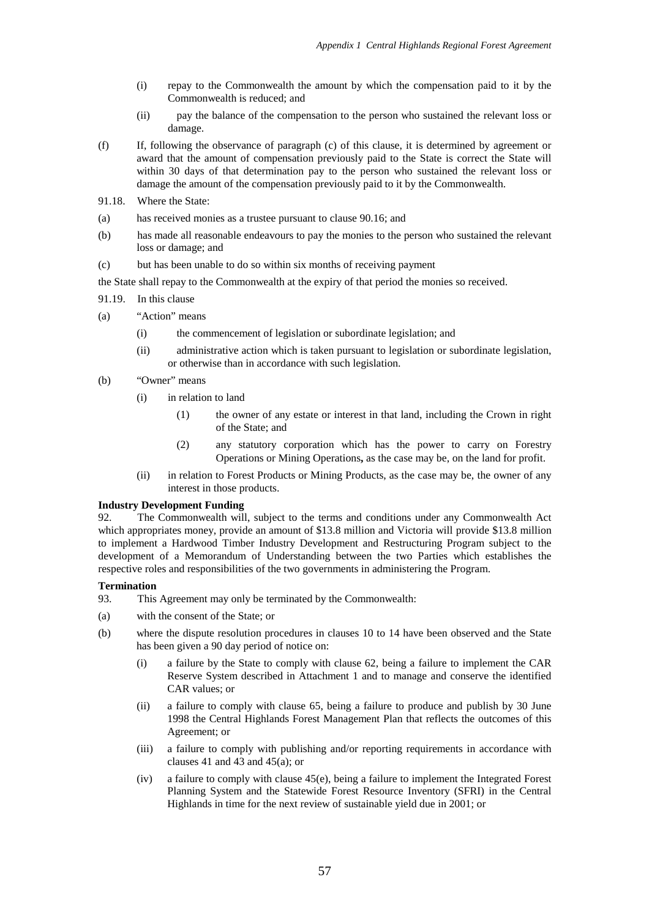(i) repay to the Commonwealth the amount by which the compensation paid to it by the Commonwealth is reduced; and

(ii) pay the balance of the compensation to the person who sustained the relevant loss or damage.

(f) If, following the observance of paragraph (c) of this clause, it is determined by agreement or award that the amount of compensation previously paid to the State is correct the State will within 30 days of that determination pay to the person who sustained the relevant loss or damage the amount of the compensation previously paid to it by the Commonwealth.

91.18. Where the State:

(a) has received monies as a trustee pursuant to clause 90.16; and

(b) has made all reasonable endeavours to pay the monies to the person who sustained the relevant loss or damage; and

(c) but has been unable to do so within six months of receiving payment

the State shall repay to the Commonwealth at the expiry of that period the monies so received.

91.19. In this clause

(a) "Action" means

(i) the commencement of legislation or subordinate legislation; and

(ii) administrative action which is taken pursuant to legislation or subordinate legislation, or otherwise than in accordance with such legislation.

(b) "Owner" means

(i) in relation to land

(1) the owner of any estate or interest in that land, including the Crown in right of the State; and

(2) any statutory corporation which has the power to carry on Forestry Operations or Mining Operations**,** as the case may be, on the land for profit.

(ii) in relation to Forest Products or Mining Products, as the case may be, the owner of any interest in those products.

**Industry Development Funding**

92. The Commonwealth will, subject to the terms and conditions under any Commonwealth Act which appropriates money, provide an amount of $13.8 million and Victoria will provide $13.8 million to implement a Hardwood Timber Industry Development and Restructuring Program subject to the development of a Memorandum of Understanding between the two Parties which establishes the respective roles and responsibilities of the two governments in administering the Program.

**Termination**

93. This Agreement may only be terminated by the Commonwealth:

(a) with the consent of the State; or

(b) where the dispute resolution procedures in clauses 10 to 14 have been observed and the State has been given a 90 day period of notice on:

(i) a failure by the State to comply with clause 62, being a failure to implement the CAR Reserve System described in Attachment 1 and to manage and conserve the identified CAR values; or

(ii) a failure to comply with clause 65, being a failure to produce and publish by 30 June 1998 the Central Highlands Forest Management Plan that reflects the outcomes of this Agreement; or

(iii) a failure to comply with publishing and/or reporting requirements in accordance with clauses 41 and 43 and 45(a); or

(iv) a failure to comply with clause 45(e), being a failure to implement the Integrated Forest Planning System and the Statewide Forest Resource Inventory (SFRI) in the Central Highlands in time for the next review of sustainable yield due in 2001; or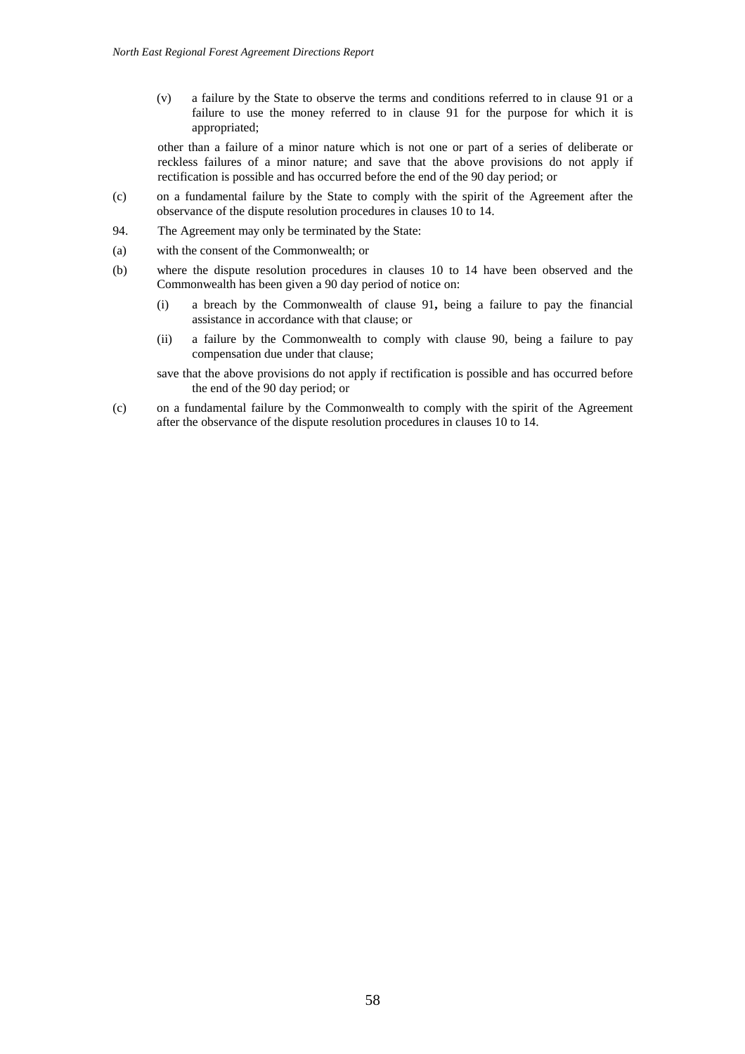(v) a failure by the State to observe the terms and conditions referred to in clause 91 or a failure to use the money referred to in clause 91 for the purpose for which it is appropriated;

other than a failure of a minor nature which is not one or part of a series of deliberate or reckless failures of a minor nature; and save that the above provisions do not apply if rectification is possible and has occurred before the end of the 90 day period; or

(c) on a fundamental failure by the State to comply with the spirit of the Agreement after the observance of the dispute resolution procedures in clauses 10 to 14.

94. The Agreement may only be terminated by the State:

(a) with the consent of the Commonwealth; or

(b) where the dispute resolution procedures in clauses 10 to 14 have been observed and the Commonwealth has been given a 90 day period of notice on:

   (i) a breach by the Commonwealth of clause 91**,** being a failure to pay the financial assistance in accordance with that clause; or

   (ii) a failure by the Commonwealth to comply with clause 90, being a failure to pay compensation due under that clause;

   save that the above provisions do not apply if rectification is possible and has occurred before the end of the 90 day period; or

(c) on a fundamental failure by the Commonwealth to comply with the spirit of the Agreement after the observance of the dispute resolution procedures in clauses 10 to 14.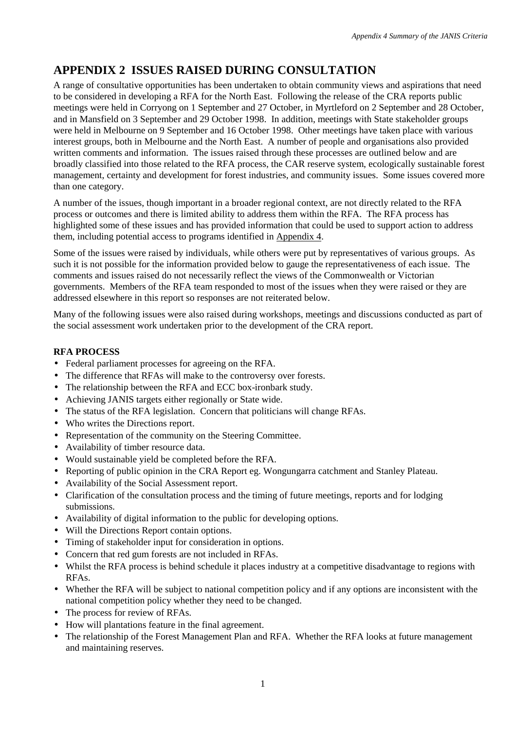# APPENDIX 2 ISSUES RAISED DURING CONSULTATION

A range of consultative opportunities has been undertaken to obtain community views and aspirations that need to be considered in developing a RFA for the North East. Following the release of the CRA reports public meetings were held in Corryong on 1 September and 27 October, in Myrtleford on 2 September and 28 October, and in Mansfield on 3 September and 29 October 1998. In addition, meetings with State stakeholder groups were held in Melbourne on 9 September and 16 October 1998. Other meetings have taken place with various interest groups, both in Melbourne and the North East. A number of people and organisations also provided written comments and information. The issues raised through these processes are outlined below and are broadly classified into those related to the RFA process, the CAR reserve system, ecologically sustainable forest management, certainty and development for forest industries, and community issues. Some issues covered more than one category.

A number of the issues, though important in a broader regional context, are not directly related to the RFA process or outcomes and there is limited ability to address them within the RFA. The RFA process has highlighted some of these issues and has provided information that could be used to support action to address them, including potential access to programs identified in Appendix 4.

Some of the issues were raised by individuals, while others were put by representatives of various groups. As such it is not possible for the information provided below to gauge the representativeness of each issue. The comments and issues raised do not necessarily reflect the views of the Commonwealth or Victorian governments. Members of the RFA team responded to most of the issues when they were raised or they are addressed elsewhere in this report so responses are not reiterated below.

Many of the following issues were also raised during workshops, meetings and discussions conducted as part of the social assessment work undertaken prior to the development of the CRA report.

**RFA PROCESS**

- Federal parliament processes for agreeing on the RFA.
- The difference that RFAs will make to the controversy over forests.
- The relationship between the RFA and ECC box-ironbark study.
- Achieving JANIS targets either regionally or State wide.
- The status of the RFA legislation. Concern that politicians will change RFAs.
- Who writes the Directions report.
- Representation of the community on the Steering Committee.
- Availability of timber resource data.
- Would sustainable yield be completed before the RFA.
- Reporting of public opinion in the CRA Report eg. Wongungarra catchment and Stanley Plateau.
- Availability of the Social Assessment report.
- Clarification of the consultation process and the timing of future meetings, reports and for lodging submissions.
- Availability of digital information to the public for developing options.
- Will the Directions Report contain options.
- Timing of stakeholder input for consideration in options.
- Concern that red gum forests are not included in RFAs.
- Whilst the RFA process is behind schedule it places industry at a competitive disadvantage to regions with RFAs.
- Whether the RFA will be subject to national competition policy and if any options are inconsistent with the national competition policy whether they need to be changed.
- The process for review of RFAs.
- How will plantations feature in the final agreement.
- The relationship of the Forest Management Plan and RFA. Whether the RFA looks at future management and maintaining reserves.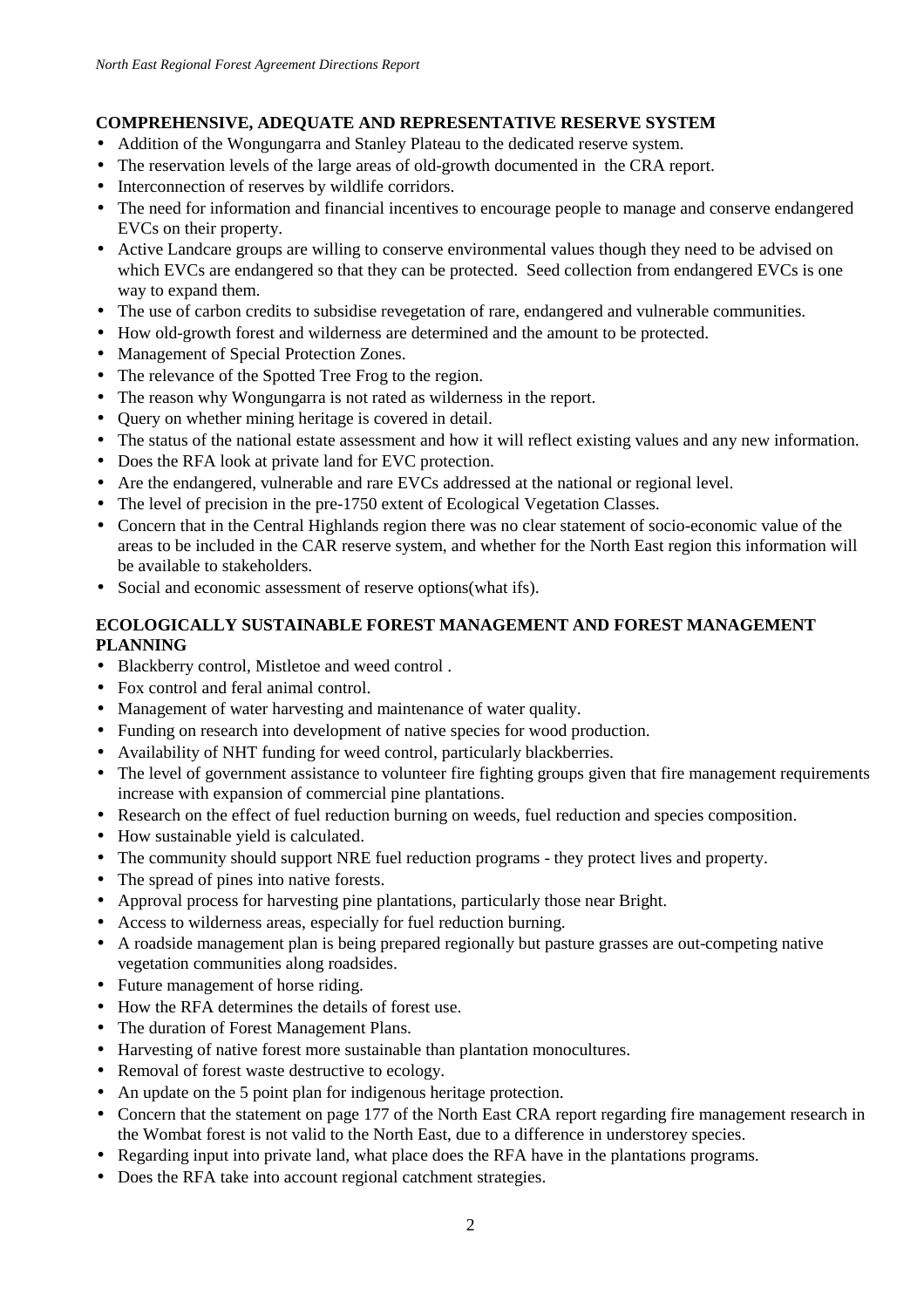## COMPREHENSIVE, ADEQUATE AND REPRESENTATIVE RESERVE SYSTEM

- Addition of the Wongungarra and Stanley Plateau to the dedicated reserve system.
- The reservation levels of the large areas of old-growth documented in the CRA report.
- Interconnection of reserves by wildlife corridors.
- The need for information and financial incentives to encourage people to manage and conserve endangered EVCs on their property.
- Active Landcare groups are willing to conserve environmental values though they need to be advised on which EVCs are endangered so that they can be protected. Seed collection from endangered EVCs is one way to expand them.
- The use of carbon credits to subsidise revegetation of rare, endangered and vulnerable communities.
- How old-growth forest and wilderness are determined and the amount to be protected.
- Management of Special Protection Zones.
- The relevance of the Spotted Tree Frog to the region.
- The reason why Wongungarra is not rated as wilderness in the report.
- Query on whether mining heritage is covered in detail.
- The status of the national estate assessment and how it will reflect existing values and any new information.
- Does the RFA look at private land for EVC protection.
- Are the endangered, vulnerable and rare EVCs addressed at the national or regional level.
- The level of precision in the pre-1750 extent of Ecological Vegetation Classes.
- Concern that in the Central Highlands region there was no clear statement of socio-economic value of the areas to be included in the CAR reserve system, and whether for the North East region this information will be available to stakeholders.
- Social and economic assessment of reserve options(what ifs).

## ECOLOGICALLY SUSTAINABLE FOREST MANAGEMENT AND FOREST MANAGEMENT PLANNING

- Blackberry control, Mistletoe and weed control .
- Fox control and feral animal control.
- Management of water harvesting and maintenance of water quality.
- Funding on research into development of native species for wood production.
- Availability of NHT funding for weed control, particularly blackberries.
- The level of government assistance to volunteer fire fighting groups given that fire management requirements increase with expansion of commercial pine plantations.
- Research on the effect of fuel reduction burning on weeds, fuel reduction and species composition.
- How sustainable yield is calculated.
- The community should support NRE fuel reduction programs - they protect lives and property.
- The spread of pines into native forests.
- Approval process for harvesting pine plantations, particularly those near Bright.
- Access to wilderness areas, especially for fuel reduction burning.
- A roadside management plan is being prepared regionally but pasture grasses are out-competing native vegetation communities along roadsides.
- Future management of horse riding.
- How the RFA determines the details of forest use.
- The duration of Forest Management Plans.
- Harvesting of native forest more sustainable than plantation monocultures.
- Removal of forest waste destructive to ecology.
- An update on the 5 point plan for indigenous heritage protection.
- Concern that the statement on page 177 of the North East CRA report regarding fire management research in the Wombat forest is not valid to the North East, due to a difference in understorey species.
- Regarding input into private land, what place does the RFA have in the plantations programs.
- Does the RFA take into account regional catchment strategies.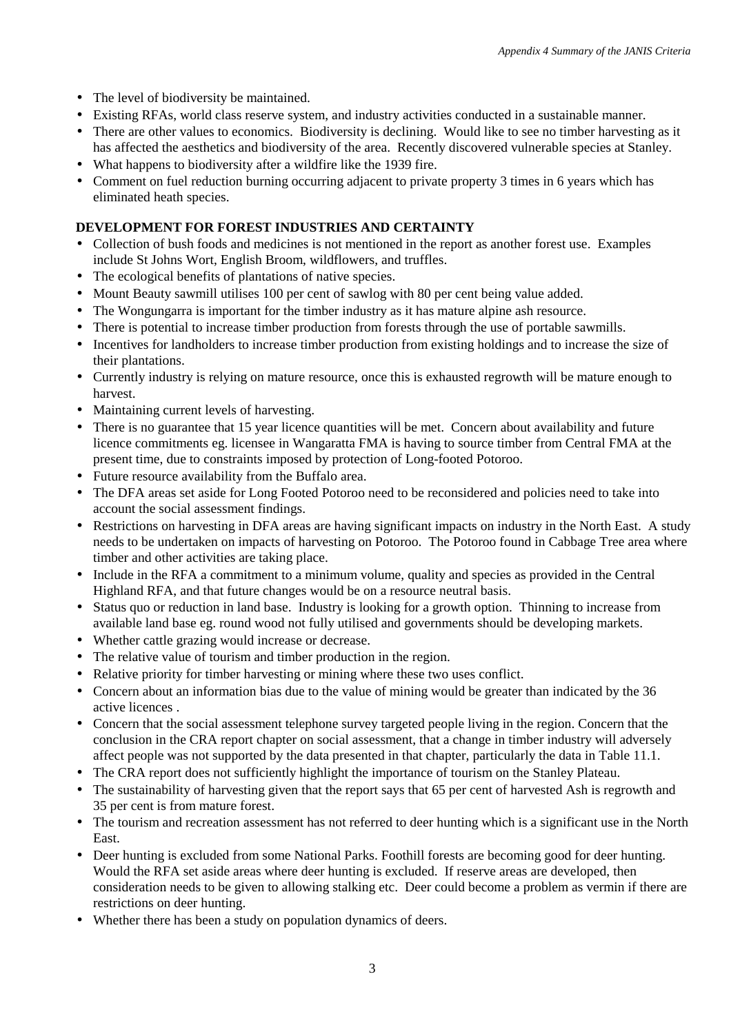- The level of biodiversity be maintained.
- Existing RFAs, world class reserve system, and industry activities conducted in a sustainable manner.
- There are other values to economics. Biodiversity is declining. Would like to see no timber harvesting as it has affected the aesthetics and biodiversity of the area. Recently discovered vulnerable species at Stanley.
- What happens to biodiversity after a wildfire like the 1939 fire.
- Comment on fuel reduction burning occurring adjacent to private property 3 times in 6 years which has eliminated heath species.

**DEVELOPMENT FOR FOREST INDUSTRIES AND CERTAINTY**

- Collection of bush foods and medicines is not mentioned in the report as another forest use. Examples include St Johns Wort, English Broom, wildflowers, and truffles.
- The ecological benefits of plantations of native species.
- Mount Beauty sawmill utilises 100 per cent of sawlog with 80 per cent being value added.
- The Wongungarra is important for the timber industry as it has mature alpine ash resource.
- There is potential to increase timber production from forests through the use of portable sawmills.
- Incentives for landholders to increase timber production from existing holdings and to increase the size of their plantations.
- Currently industry is relying on mature resource, once this is exhausted regrowth will be mature enough to harvest.
- Maintaining current levels of harvesting.
- There is no guarantee that 15 year licence quantities will be met. Concern about availability and future licence commitments eg. licensee in Wangaratta FMA is having to source timber from Central FMA at the present time, due to constraints imposed by protection of Long-footed Potoroo.
- Future resource availability from the Buffalo area.
- The DFA areas set aside for Long Footed Potoroo need to be reconsidered and policies need to take into account the social assessment findings.
- Restrictions on harvesting in DFA areas are having significant impacts on industry in the North East. A study needs to be undertaken on impacts of harvesting on Potoroo. The Potoroo found in Cabbage Tree area where timber and other activities are taking place.
- Include in the RFA a commitment to a minimum volume, quality and species as provided in the Central Highland RFA, and that future changes would be on a resource neutral basis.
- Status quo or reduction in land base. Industry is looking for a growth option. Thinning to increase from available land base eg. round wood not fully utilised and governments should be developing markets.
- Whether cattle grazing would increase or decrease.
- The relative value of tourism and timber production in the region.
- Relative priority for timber harvesting or mining where these two uses conflict.
- Concern about an information bias due to the value of mining would be greater than indicated by the 36 active licences .
- Concern that the social assessment telephone survey targeted people living in the region. Concern that the conclusion in the CRA report chapter on social assessment, that a change in timber industry will adversely affect people was not supported by the data presented in that chapter, particularly the data in Table 11.1.
- The CRA report does not sufficiently highlight the importance of tourism on the Stanley Plateau.
- The sustainability of harvesting given that the report says that 65 per cent of harvested Ash is regrowth and 35 per cent is from mature forest.
- The tourism and recreation assessment has not referred to deer hunting which is a significant use in the North East.
- Deer hunting is excluded from some National Parks. Foothill forests are becoming good for deer hunting. Would the RFA set aside areas where deer hunting is excluded. If reserve areas are developed, then consideration needs to be given to allowing stalking etc. Deer could become a problem as vermin if there are restrictions on deer hunting.
- Whether there has been a study on population dynamics of deers.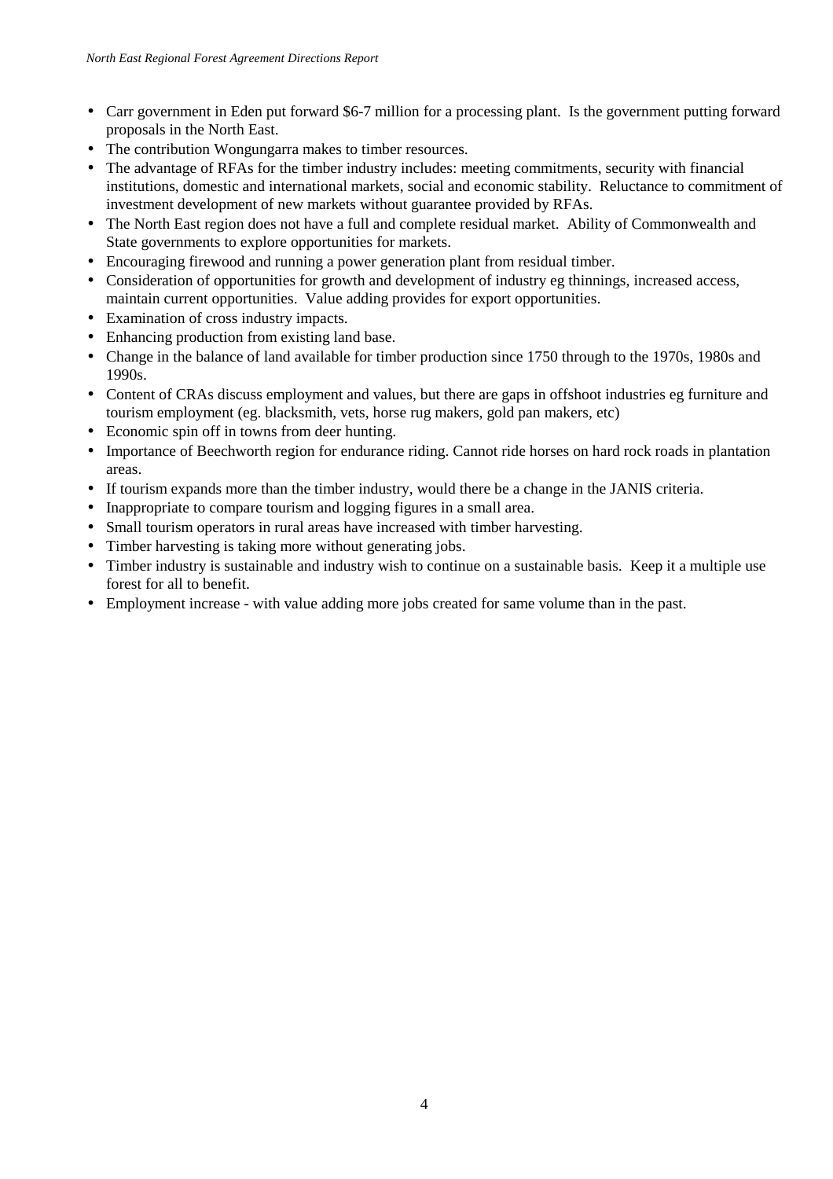- Carr government in Eden put forward $6-7 million for a processing plant. Is the government putting forward proposals in the North East.
- The contribution Wongungarra makes to timber resources.
- The advantage of RFAs for the timber industry includes: meeting commitments, security with financial institutions, domestic and international markets, social and economic stability. Reluctance to commitment of investment development of new markets without guarantee provided by RFAs.
- The North East region does not have a full and complete residual market. Ability of Commonwealth and State governments to explore opportunities for markets.
- Encouraging firewood and running a power generation plant from residual timber.
- Consideration of opportunities for growth and development of industry eg thinnings, increased access, maintain current opportunities. Value adding provides for export opportunities.
- Examination of cross industry impacts.
- Enhancing production from existing land base.
- Change in the balance of land available for timber production since 1750 through to the 1970s, 1980s and 1990s.
- Content of CRAs discuss employment and values, but there are gaps in offshoot industries eg furniture and tourism employment (eg. blacksmith, vets, horse rug makers, gold pan makers, etc)
- Economic spin off in towns from deer hunting.
- Importance of Beechworth region for endurance riding. Cannot ride horses on hard rock roads in plantation areas.
- If tourism expands more than the timber industry, would there be a change in the JANIS criteria.
- Inappropriate to compare tourism and logging figures in a small area.
- Small tourism operators in rural areas have increased with timber harvesting.
- Timber harvesting is taking more without generating jobs.
- Timber industry is sustainable and industry wish to continue on a sustainable basis. Keep it a multiple use forest for all to benefit.
- Employment increase - with value adding more jobs created for same volume than in the past.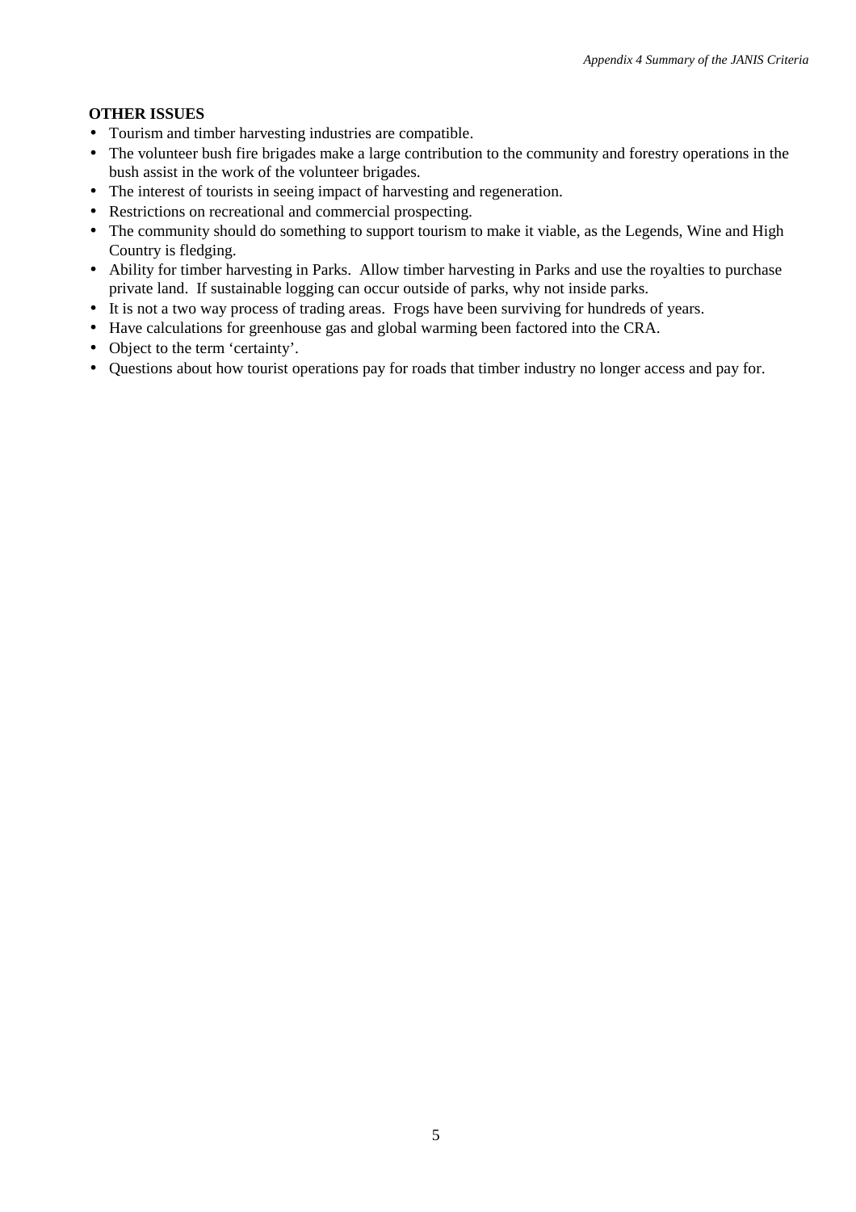**OTHER ISSUES**

- Tourism and timber harvesting industries are compatible.
- The volunteer bush fire brigades make a large contribution to the community and forestry operations in the bush assist in the work of the volunteer brigades.
- The interest of tourists in seeing impact of harvesting and regeneration.
- Restrictions on recreational and commercial prospecting.
- The community should do something to support tourism to make it viable, as the Legends, Wine and High Country is fledging.
- Ability for timber harvesting in Parks. Allow timber harvesting in Parks and use the royalties to purchase private land. If sustainable logging can occur outside of parks, why not inside parks.
- It is not a two way process of trading areas. Frogs have been surviving for hundreds of years.
- Have calculations for greenhouse gas and global warming been factored into the CRA.
- Object to the term 'certainty'.
- Questions about how tourist operations pay for roads that timber industry no longer access and pay for.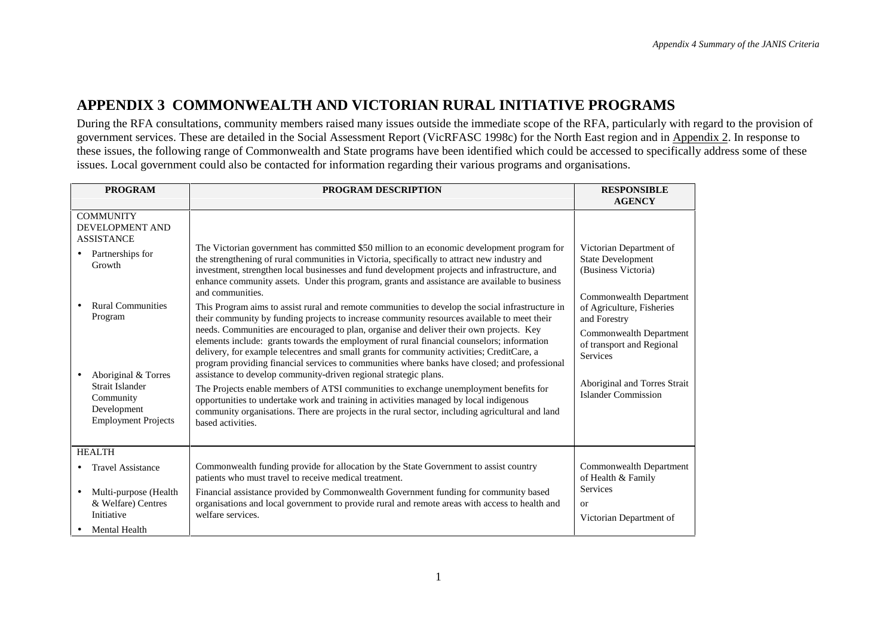## APPENDIX 3 COMMONWEALTH AND VICTORIAN RURAL INITIATIVE PROGRAMS

During the RFA consultations, community members raised many issues outside the immediate scope of the RFA, particularly with regard to the provision of government services. These are detailed in the Social Assessment Report (VicRFASC 1998c) for the North East region and in Appendix 2. In response to these issues, the following range of Commonwealth and State programs have been identified which could be accessed to specifically address some of these issues. Local government could also be contacted for information regarding their various programs and organisations.

| PROGRAM | PROGRAM DESCRIPTION | RESPONSIBLE AGENCY |
|---|---|---|
| COMMUNITY DEVELOPMENT AND ASSISTANCE | | |
| • Partnerships for Growth | The Victorian government has committed $50 million to an economic development program for the strengthening of rural communities in Victoria, specifically to attract new industry and investment, strengthen local businesses and fund development projects and infrastructure, and enhance community assets. Under this program, grants and assistance are available to business and communities. | Victorian Department of State Development (Business Victoria) |
| • Rural Communities Program | This Program aims to assist rural and remote communities to develop the social infrastructure in their community by funding projects to increase community resources available to meet their needs. Communities are encouraged to plan, organise and deliver their own projects. Key elements include: grants towards the employment of rural financial counselors; information delivery, for example telecentres and small grants for community activities; CreditCare, a program providing financial services to communities where banks have closed; and professional assistance to develop community-driven regional strategic plans. | Commonwealth Department of Agriculture, Fisheries and Forestry<br>Commonwealth Department of transport and Regional Services |
| • Aboriginal & Torres Strait Islander Community Development Employment Projects | The Projects enable members of ATSI communities to exchange unemployment benefits for opportunities to undertake work and training in activities managed by local indigenous community organisations. There are projects in the rural sector, including agricultural and land based activities. | Aboriginal and Torres Strait Islander Commission |
| HEALTH | | |
| • Travel Assistance | Commonwealth funding provide for allocation by the State Government to assist country patients who must travel to receive medical treatment. | Commonwealth Department of Health & Family Services |
| • Multi-purpose (Health & Welfare) Centres Initiative | Financial assistance provided by Commonwealth Government funding for community based organisations and local government to provide rural and remote areas with access to health and welfare services. | or<br>Victorian Department of |
| • Mental Health | | |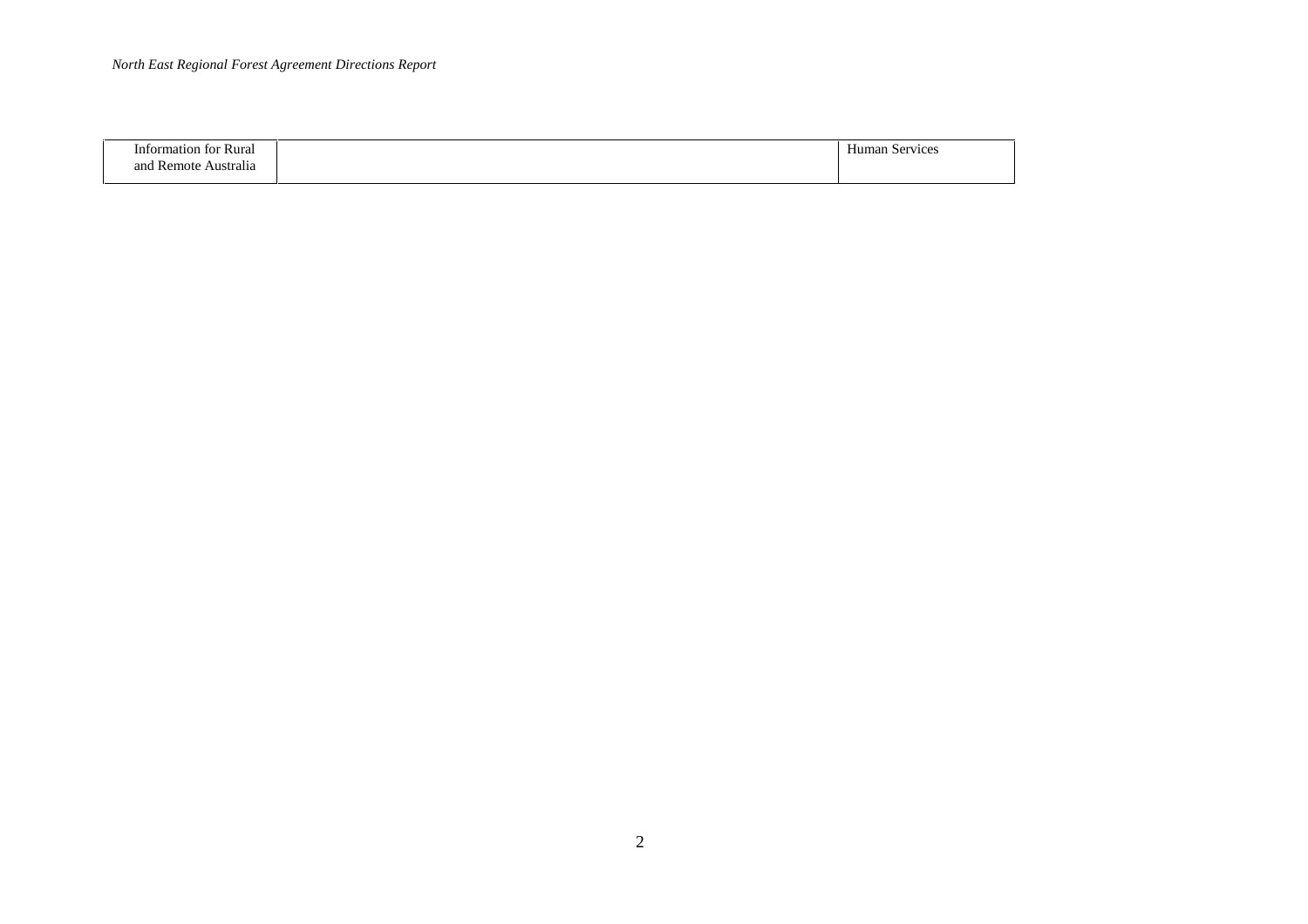| | | |
|---|---|---|
| Information for Rural and Remote Australia | | Human Services |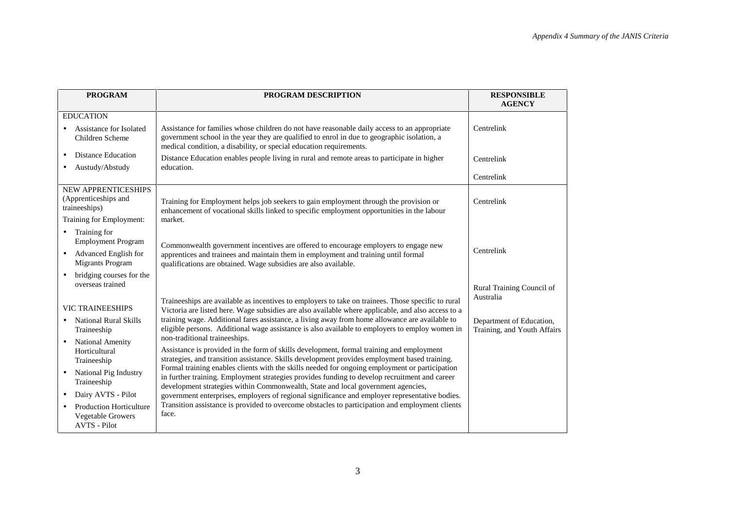| PROGRAM | PROGRAM DESCRIPTION | RESPONSIBLE AGENCY |
|---|---|---|
| EDUCATION | | |
| • Assistance for Isolated Children Scheme | Assistance for families whose children do not have reasonable daily access to an appropriate government school in the year they are qualified to enrol in due to geographic isolation, a medical condition, a disability, or special education requirements. | Centrelink |
| • Distance Education | Distance Education enables people living in rural and remote areas to participate in higher education. | Centrelink |
| • Austudy/Abstudy | | Centrelink |
| NEW APPRENTICESHIPS (Apprenticeships and traineeships) | Training for Employment helps job seekers to gain employment through the provision or enhancement of vocational skills linked to specific employment opportunities in the labour market. | Centrelink |
| Training for Employment: • Training for Employment Program • Advanced English for Migrants Program • bridging courses for the overseas trained | Commonwealth government incentives are offered to encourage employers to engage new apprentices and trainees and maintain them in employment and training until formal qualifications are obtained. Wage subsidies are also available. | Centrelink |
| VIC TRAINEESHIPS • National Rural Skills Traineeship • National Amenity Horticultural Traineeship • National Pig Industry Traineeship • Dairy AVTS - Pilot • Production Horticulture Vegetable Growers AVTS - Pilot | Traineeships are available as incentives to employers to take on trainees. Those specific to rural Victoria are listed here. Wage subsidies are also available where applicable, and also access to a training wage. Additional fares assistance, a living away from home allowance are available to eligible persons. Additional wage assistance is also available to employers to employ women in non-traditional traineeships. | Rural Training Council of Australia |
| | Assistance is provided in the form of skills development, formal training and employment strategies, and transition assistance. Skills development provides employment based training. Formal training enables clients with the skills needed for ongoing employment or participation in further training. Employment strategies provides funding to develop recruitment and career development strategies within Commonwealth, State and local government agencies, government enterprises, employers of regional significance and employer representative bodies. Transition assistance is provided to overcome obstacles to participation and employment clients face. | Department of Education, Training, and Youth Affairs |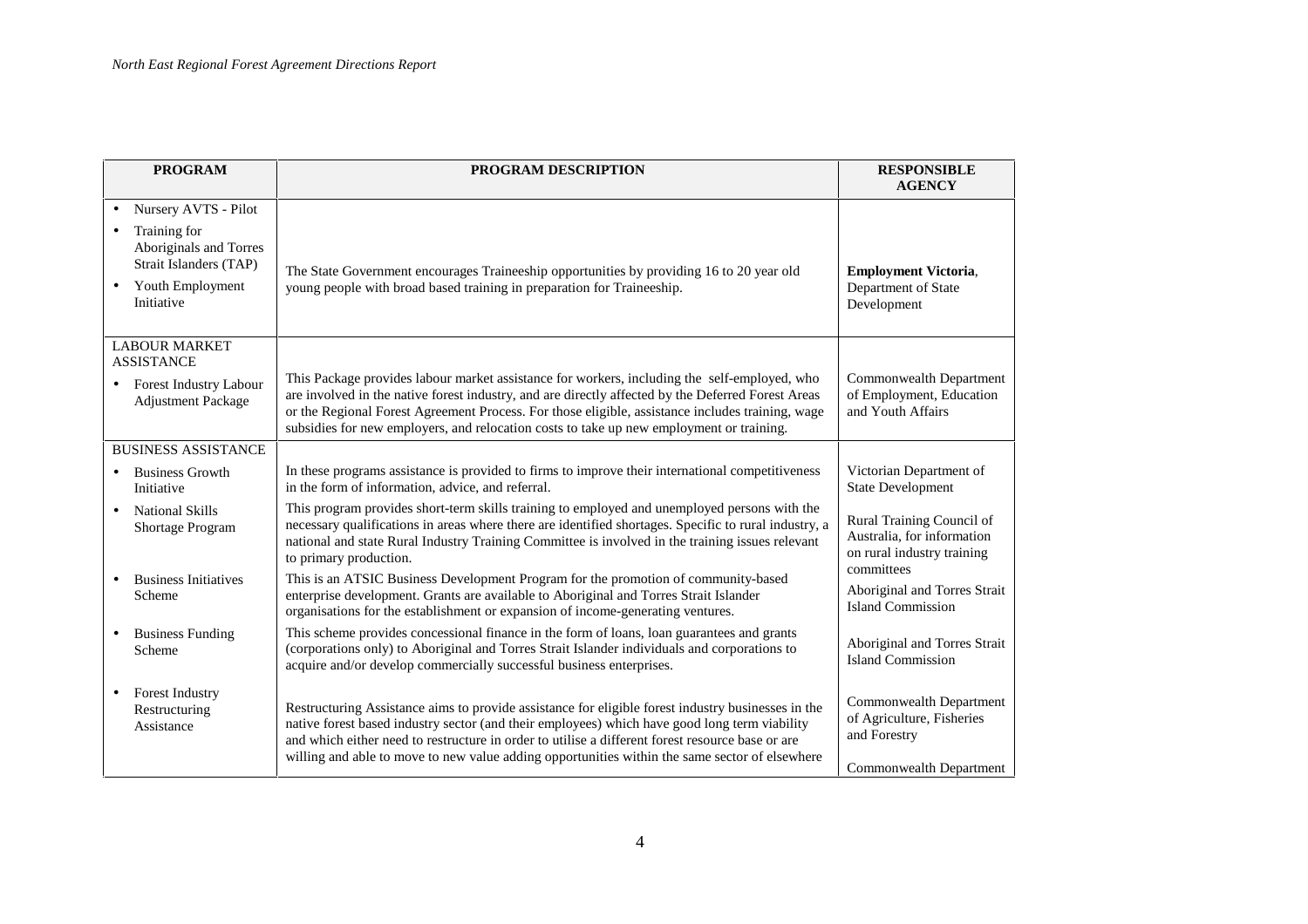| PROGRAM | PROGRAM DESCRIPTION | RESPONSIBLE AGENCY |
|---|---|---|
| • Nursery AVTS - Pilot<br>• Training for Aboriginals and Torres Strait Islanders (TAP)<br>• Youth Employment Initiative | The State Government encourages Traineeship opportunities by providing 16 to 20 year old young people with broad based training in preparation for Traineeship. | **Employment Victoria**, Department of State Development |
| LABOUR MARKET ASSISTANCE<br>• Forest Industry Labour Adjustment Package | This Package provides labour market assistance for workers, including the self-employed, who are involved in the native forest industry, and are directly affected by the Deferred Forest Areas or the Regional Forest Agreement Process. For those eligible, assistance includes training, wage subsidies for new employers, and relocation costs to take up new employment or training. | Commonwealth Department of Employment, Education and Youth Affairs |
| BUSINESS ASSISTANCE | | |
| • Business Growth Initiative | In these programs assistance is provided to firms to improve their international competitiveness in the form of information, advice, and referral. | Victorian Department of State Development |
| • National Skills Shortage Program | This program provides short-term skills training to employed and unemployed persons with the necessary qualifications in areas where there are identified shortages. Specific to rural industry, a national and state Rural Industry Training Committee is involved in the training issues relevant to primary production. | Rural Training Council of Australia, for information on rural industry training committees |
| • Business Initiatives Scheme | This is an ATSIC Business Development Program for the promotion of community-based enterprise development. Grants are available to Aboriginal and Torres Strait Islander organisations for the establishment or expansion of income-generating ventures. | Aboriginal and Torres Strait Island Commission |
| • Business Funding Scheme | This scheme provides concessional finance in the form of loans, loan guarantees and grants (corporations only) to Aboriginal and Torres Strait Islander individuals and corporations to acquire and/or develop commercially successful business enterprises. | Aboriginal and Torres Strait Island Commission |
| • Forest Industry Restructuring Assistance | Restructuring Assistance aims to provide assistance for eligible forest industry businesses in the native forest based industry sector (and their employees) which have good long term viability and which either need to restructure in order to utilise a different forest resource base or are willing and able to move to new value adding opportunities within the same sector of elsewhere | Commonwealth Department of Agriculture, Fisheries and Forestry<br><br>Commonwealth Department |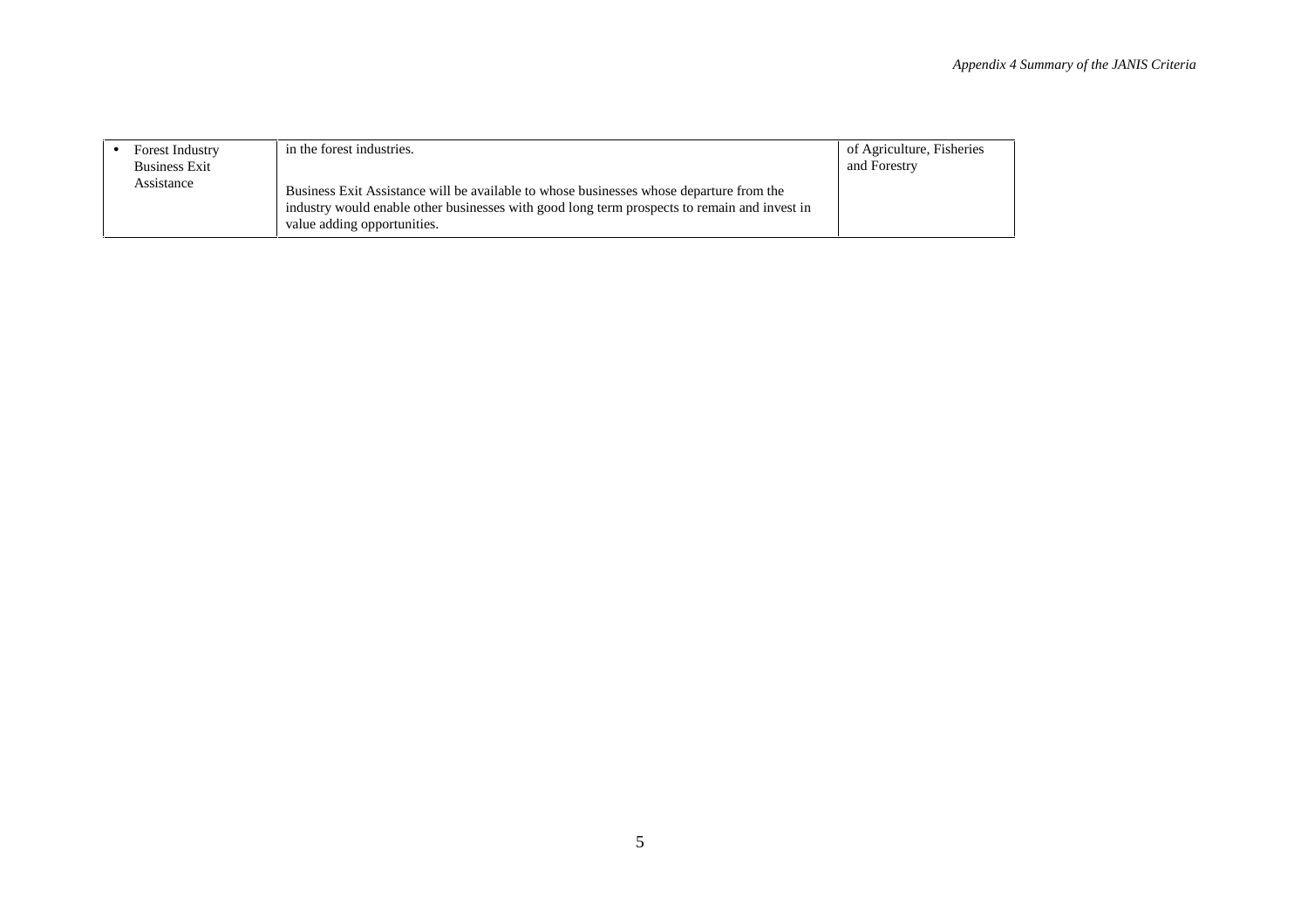| | | |
|---|---|---|
| • Forest Industry Business Exit Assistance | in the forest industries.<br><br>Business Exit Assistance will be available to whose businesses whose departure from the industry would enable other businesses with good long term prospects to remain and invest in value adding opportunities. | of Agriculture, Fisheries and Forestry |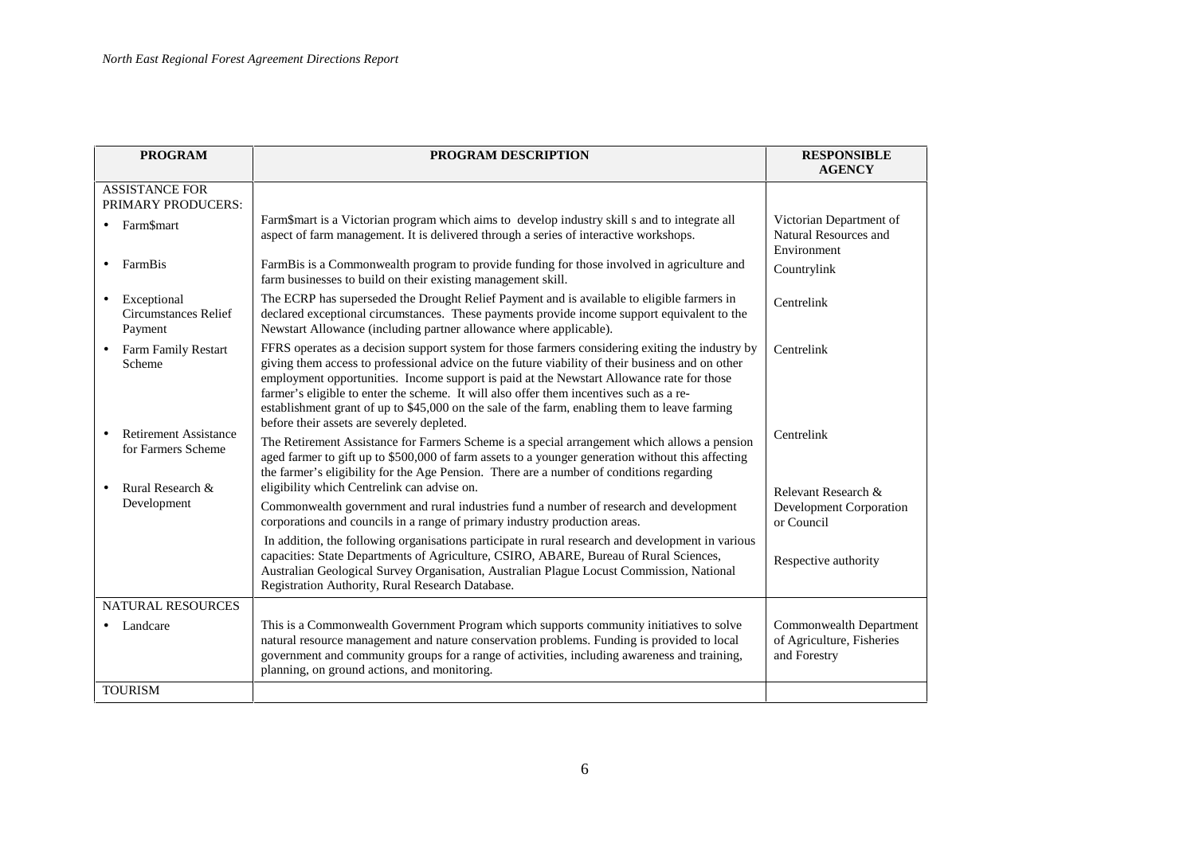| PROGRAM | PROGRAM DESCRIPTION | RESPONSIBLE AGENCY |
|---|---|---|
| ASSISTANCE FOR PRIMARY PRODUCERS: | | |
| • Farm$mart | Farm$mart is a Victorian program which aims to develop industry skill s and to integrate all aspect of farm management. It is delivered through a series of interactive workshops. | Victorian Department of Natural Resources and Environment |
| • FarmBis | FarmBis is a Commonwealth program to provide funding for those involved in agriculture and farm businesses to build on their existing management skill. | Countrylink |
| • Exceptional Circumstances Relief Payment | The ECRP has superseded the Drought Relief Payment and is available to eligible farmers in declared exceptional circumstances. These payments provide income support equivalent to the Newstart Allowance (including partner allowance where applicable). | Centrelink |
| • Farm Family Restart Scheme | FFRS operates as a decision support system for those farmers considering exiting the industry by giving them access to professional advice on the future viability of their business and on other employment opportunities. Income support is paid at the Newstart Allowance rate for those farmer's eligible to enter the scheme. It will also offer them incentives such as a re-establishment grant of up to $45,000 on the sale of the farm, enabling them to leave farming before their assets are severely depleted. | Centrelink |
| • Retirement Assistance for Farmers Scheme | The Retirement Assistance for Farmers Scheme is a special arrangement which allows a pension aged farmer to gift up to $500,000 of farm assets to a younger generation without this affecting the farmer's eligibility for the Age Pension. There are a number of conditions regarding eligibility which Centrelink can advise on. | Centrelink |
| • Rural Research & Development | Commonwealth government and rural industries fund a number of research and development corporations and councils in a range of primary industry production areas. | Relevant Research & Development Corporation or Council |
| | In addition, the following organisations participate in rural research and development in various capacities: State Departments of Agriculture, CSIRO, ABARE, Bureau of Rural Sciences, Australian Geological Survey Organisation, Australian Plague Locust Commission, National Registration Authority, Rural Research Database. | Respective authority |
| NATURAL RESOURCES | | |
| • Landcare | This is a Commonwealth Government Program which supports community initiatives to solve natural resource management and nature conservation problems. Funding is provided to local government and community groups for a range of activities, including awareness and training, planning, on ground actions, and monitoring. | Commonwealth Department of Agriculture, Fisheries and Forestry |
| TOURISM | | |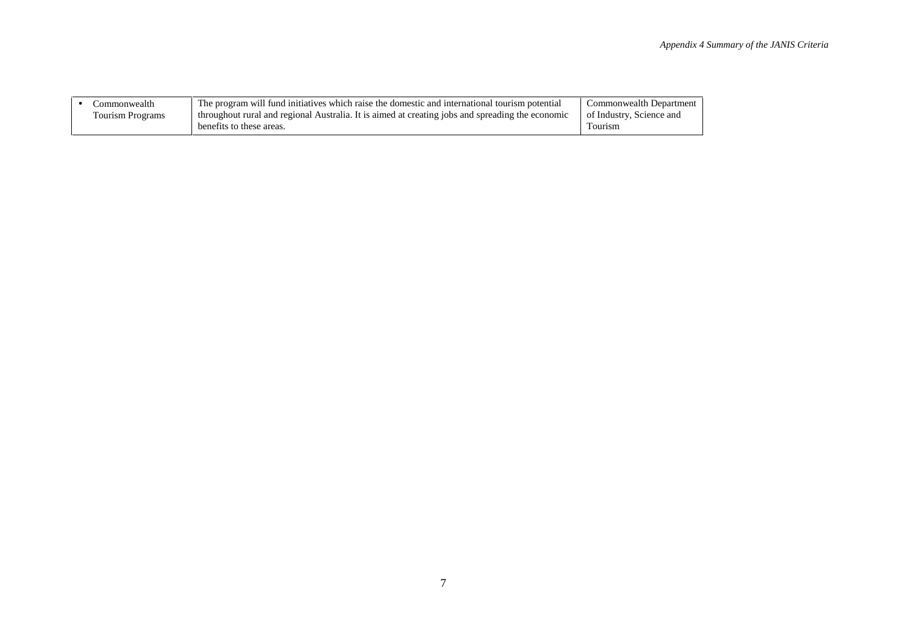| | | |
|---|---|---|
| • Commonwealth Tourism Programs | The program will fund initiatives which raise the domestic and international tourism potential throughout rural and regional Australia. It is aimed at creating jobs and spreading the economic benefits to these areas. | Commonwealth Department of Industry, Science and Tourism |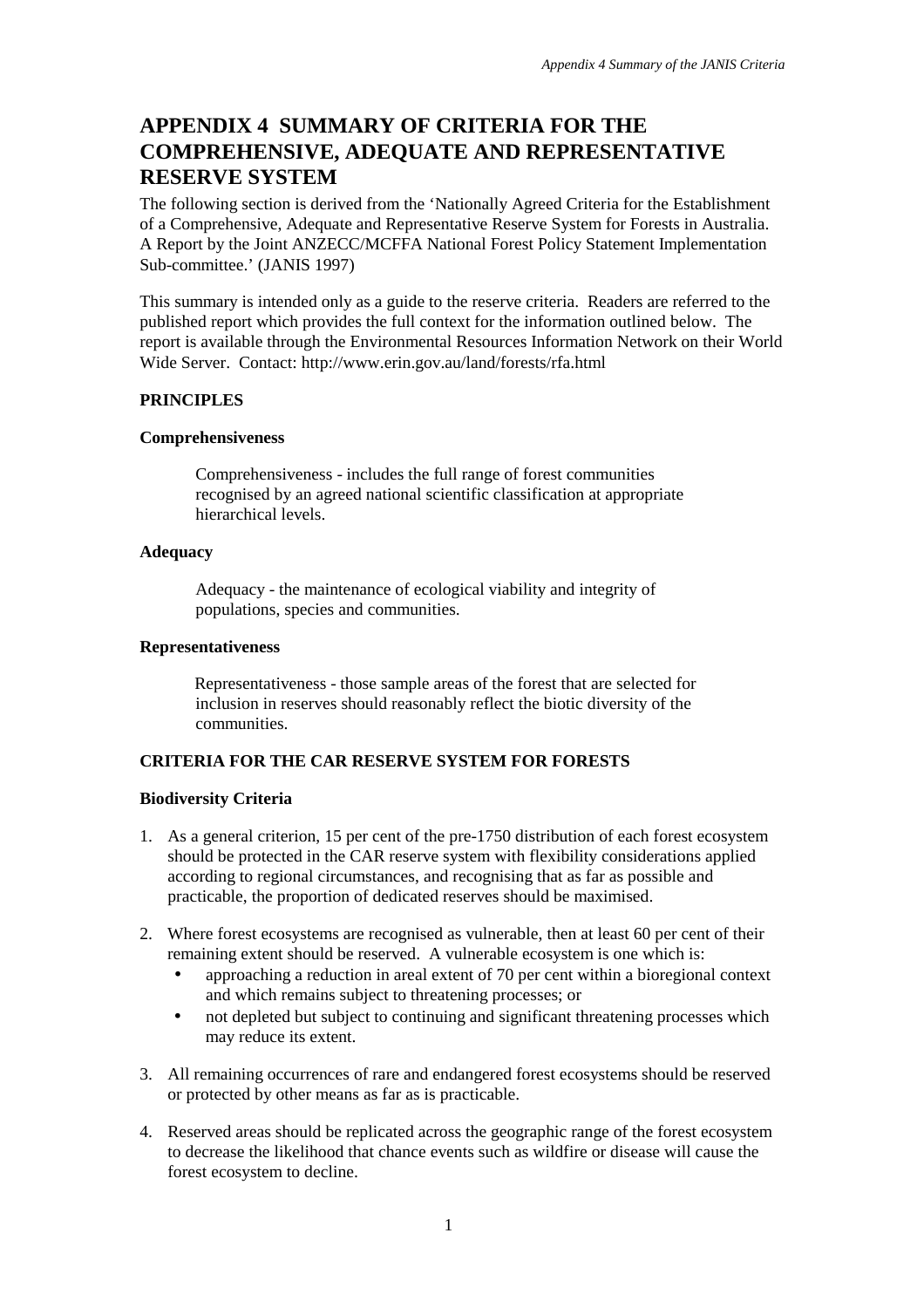# APPENDIX 4 SUMMARY OF CRITERIA FOR THE COMPREHENSIVE, ADEQUATE AND REPRESENTATIVE RESERVE SYSTEM

The following section is derived from the 'Nationally Agreed Criteria for the Establishment of a Comprehensive, Adequate and Representative Reserve System for Forests in Australia. A Report by the Joint ANZECC/MCFFA National Forest Policy Statement Implementation Sub-committee.' (JANIS 1997)

This summary is intended only as a guide to the reserve criteria. Readers are referred to the published report which provides the full context for the information outlined below. The report is available through the Environmental Resources Information Network on their World Wide Server. Contact: http://www.erin.gov.au/land/forests/rfa.html

**PRINCIPLES**

**Comprehensiveness**

> Comprehensiveness - includes the full range of forest communities recognised by an agreed national scientific classification at appropriate hierarchical levels.

**Adequacy**

> Adequacy - the maintenance of ecological viability and integrity of populations, species and communities.

**Representativeness**

> Representativeness - those sample areas of the forest that are selected for inclusion in reserves should reasonably reflect the biotic diversity of the communities.

**CRITERIA FOR THE CAR RESERVE SYSTEM FOR FORESTS**

**Biodiversity Criteria**

1. As a general criterion, 15 per cent of the pre-1750 distribution of each forest ecosystem should be protected in the CAR reserve system with flexibility considerations applied according to regional circumstances, and recognising that as far as possible and practicable, the proportion of dedicated reserves should be maximised.

2. Where forest ecosystems are recognised as vulnerable, then at least 60 per cent of their remaining extent should be reserved. A vulnerable ecosystem is one which is:
   - approaching a reduction in areal extent of 70 per cent within a bioregional context and which remains subject to threatening processes; or
   - not depleted but subject to continuing and significant threatening processes which may reduce its extent.

3. All remaining occurrences of rare and endangered forest ecosystems should be reserved or protected by other means as far as is practicable.

4. Reserved areas should be replicated across the geographic range of the forest ecosystem to decrease the likelihood that chance events such as wildfire or disease will cause the forest ecosystem to decline.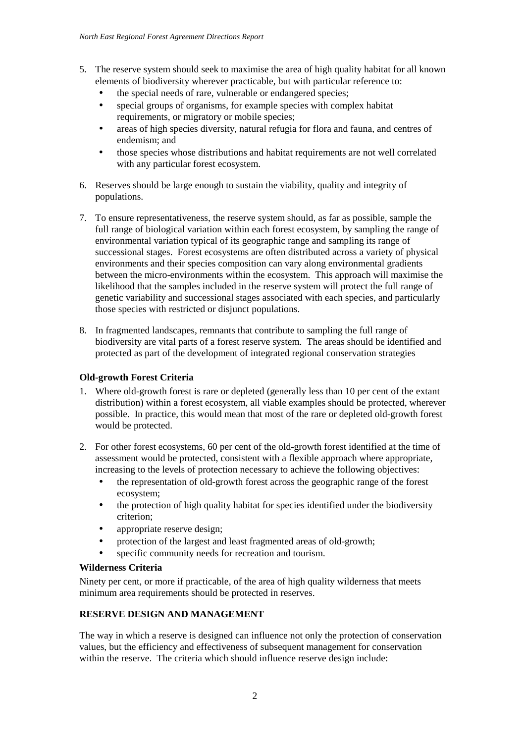5. The reserve system should seek to maximise the area of high quality habitat for all known elements of biodiversity wherever practicable, but with particular reference to:
   - the special needs of rare, vulnerable or endangered species;
   - special groups of organisms, for example species with complex habitat requirements, or migratory or mobile species;
   - areas of high species diversity, natural refugia for flora and fauna, and centres of endemism; and
   - those species whose distributions and habitat requirements are not well correlated with any particular forest ecosystem.

6. Reserves should be large enough to sustain the viability, quality and integrity of populations.

7. To ensure representativeness, the reserve system should, as far as possible, sample the full range of biological variation within each forest ecosystem, by sampling the range of environmental variation typical of its geographic range and sampling its range of successional stages. Forest ecosystems are often distributed across a variety of physical environments and their species composition can vary along environmental gradients between the micro-environments within the ecosystem. This approach will maximise the likelihood that the samples included in the reserve system will protect the full range of genetic variability and successional stages associated with each species, and particularly those species with restricted or disjunct populations.

8. In fragmented landscapes, remnants that contribute to sampling the full range of biodiversity are vital parts of a forest reserve system. The areas should be identified and protected as part of the development of integrated regional conservation strategies

**Old-growth Forest Criteria**

1. Where old-growth forest is rare or depleted (generally less than 10 per cent of the extant distribution) within a forest ecosystem, all viable examples should be protected, wherever possible. In practice, this would mean that most of the rare or depleted old-growth forest would be protected.

2. For other forest ecosystems, 60 per cent of the old-growth forest identified at the time of assessment would be protected, consistent with a flexible approach where appropriate, increasing to the levels of protection necessary to achieve the following objectives:
   - the representation of old-growth forest across the geographic range of the forest ecosystem;
   - the protection of high quality habitat for species identified under the biodiversity criterion;
   - appropriate reserve design;
   - protection of the largest and least fragmented areas of old-growth;
   - specific community needs for recreation and tourism.

**Wilderness Criteria**

Ninety per cent, or more if practicable, of the area of high quality wilderness that meets minimum area requirements should be protected in reserves.

**RESERVE DESIGN AND MANAGEMENT**

The way in which a reserve is designed can influence not only the protection of conservation values, but the efficiency and effectiveness of subsequent management for conservation within the reserve. The criteria which should influence reserve design include: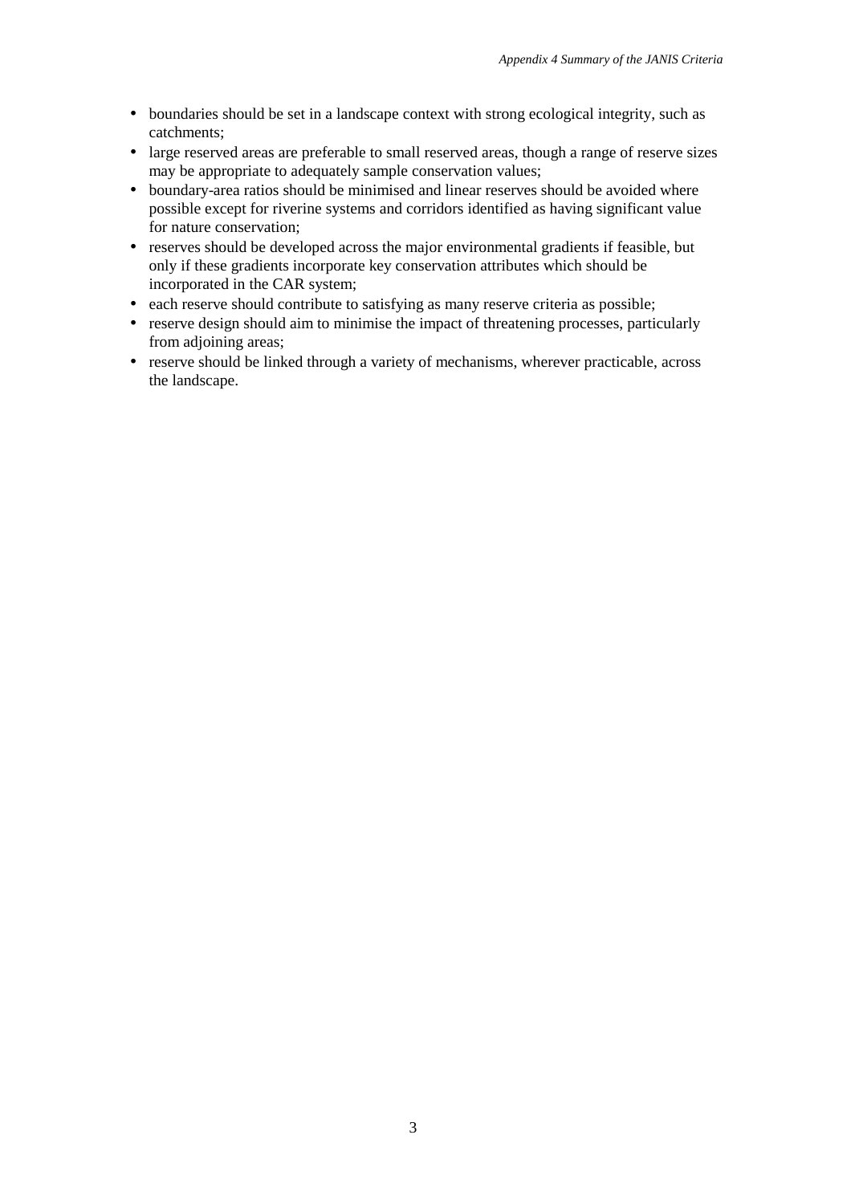- boundaries should be set in a landscape context with strong ecological integrity, such as catchments;
- large reserved areas are preferable to small reserved areas, though a range of reserve sizes may be appropriate to adequately sample conservation values;
- boundary-area ratios should be minimised and linear reserves should be avoided where possible except for riverine systems and corridors identified as having significant value for nature conservation;
- reserves should be developed across the major environmental gradients if feasible, but only if these gradients incorporate key conservation attributes which should be incorporated in the CAR system;
- each reserve should contribute to satisfying as many reserve criteria as possible;
- reserve design should aim to minimise the impact of threatening processes, particularly from adjoining areas;
- reserve should be linked through a variety of mechanisms, wherever practicable, across the landscape.